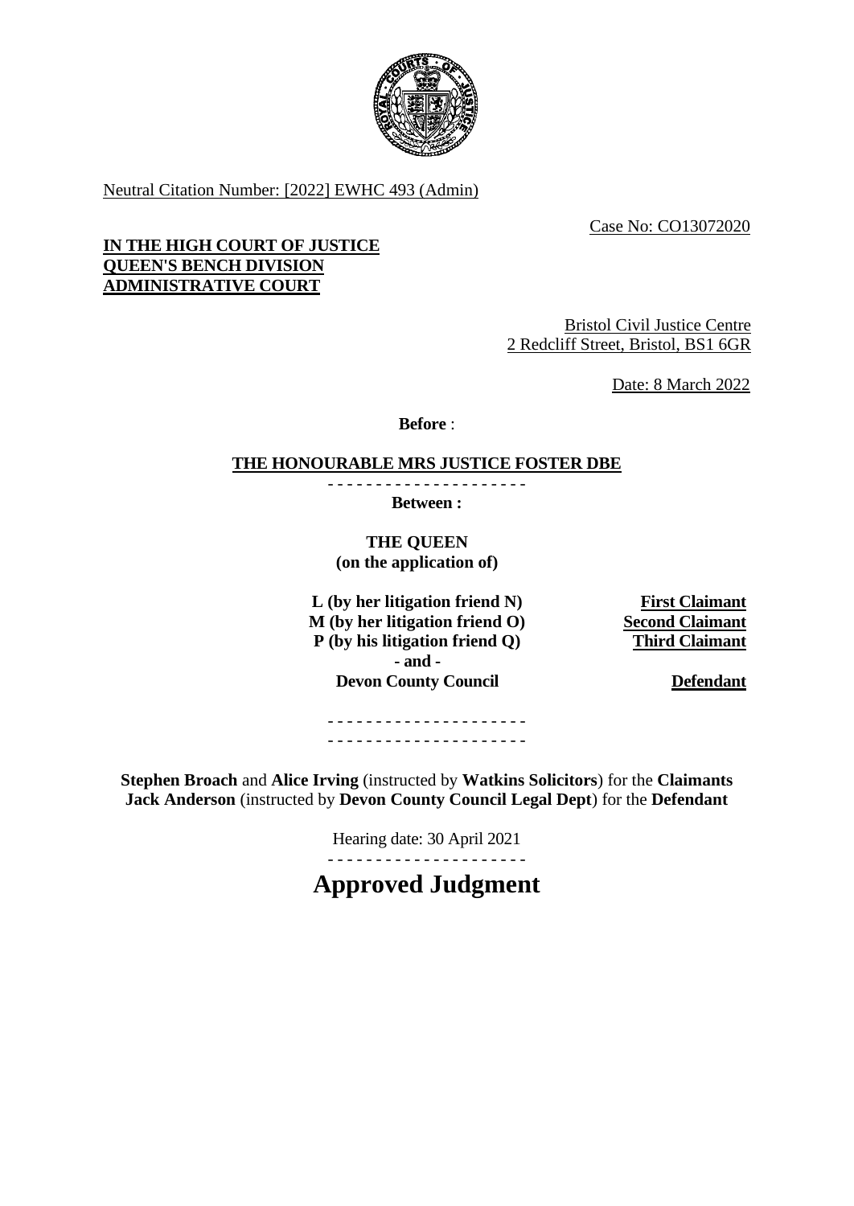Neutral Citation Number: [2022] EWHC 493 (Admin)

Case No: CO13072020

**IN THE HIGH COURT OF JUSTICE**
**QUEEN'S BENCH DIVISION**
**ADMINISTRATIVE COURT**

Bristol Civil Justice Centre
2 Redcliff Street, Bristol, BS1 6GR

Date: 8 March 2022

**Before** :

**THE HONOURABLE MRS JUSTICE FOSTER DBE**

- - - - - - - - - - - - - - - - - - - - -

**Between :**

**THE QUEEN**
**(on the application of)**

| | |
|---|---|
| **L (by her litigation friend N)** | **First Claimant** |
| **M (by her litigation friend O)** | **Second Claimant** |
| **P (by his litigation friend Q)** | **Third Claimant** |
| **- and -** | |
| **Devon County Council** | **Defendant** |

- - - - - - - - - - - - - - - - - - - - -
- - - - - - - - - - - - - - - - - - - - -

**Stephen Broach** and **Alice Irving** (instructed by **Watkins Solicitors**) for the **Claimants**
**Jack Anderson** (instructed by **Devon County Council Legal Dept**) for the **Defendant**

Hearing date: 30 April 2021

- - - - - - - - - - - - - - - - - - - - -

# Approved Judgment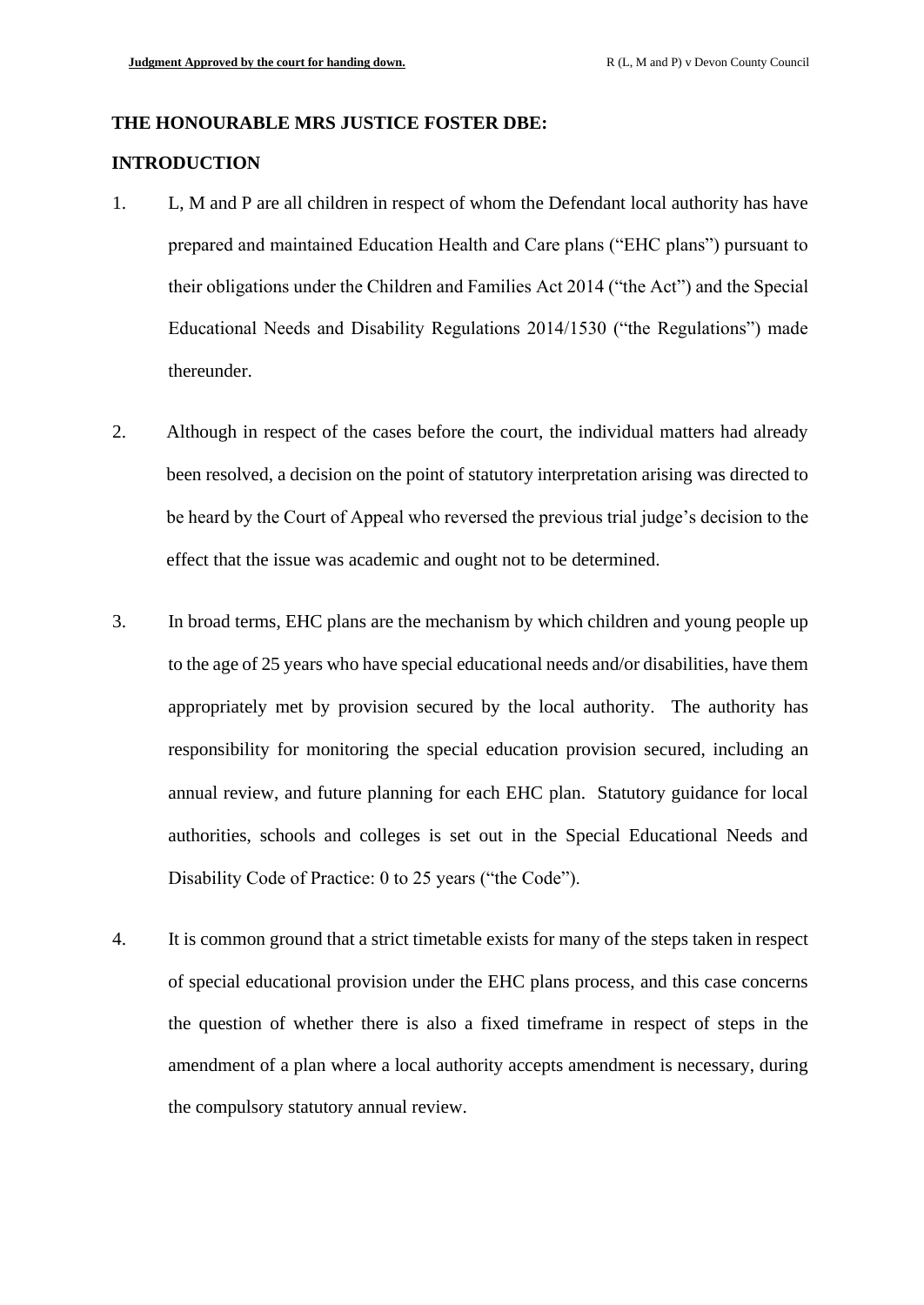**THE HONOURABLE MRS JUSTICE FOSTER DBE:**

**INTRODUCTION**

1. L, M and P are all children in respect of whom the Defendant local authority has have prepared and maintained Education Health and Care plans ("EHC plans") pursuant to their obligations under the Children and Families Act 2014 ("the Act") and the Special Educational Needs and Disability Regulations 2014/1530 ("the Regulations") made thereunder.

2. Although in respect of the cases before the court, the individual matters had already been resolved, a decision on the point of statutory interpretation arising was directed to be heard by the Court of Appeal who reversed the previous trial judge's decision to the effect that the issue was academic and ought not to be determined.

3. In broad terms, EHC plans are the mechanism by which children and young people up to the age of 25 years who have special educational needs and/or disabilities, have them appropriately met by provision secured by the local authority. The authority has responsibility for monitoring the special education provision secured, including an annual review, and future planning for each EHC plan. Statutory guidance for local authorities, schools and colleges is set out in the Special Educational Needs and Disability Code of Practice: 0 to 25 years ("the Code").

4. It is common ground that a strict timetable exists for many of the steps taken in respect of special educational provision under the EHC plans process, and this case concerns the question of whether there is also a fixed timeframe in respect of steps in the amendment of a plan where a local authority accepts amendment is necessary, during the compulsory statutory annual review.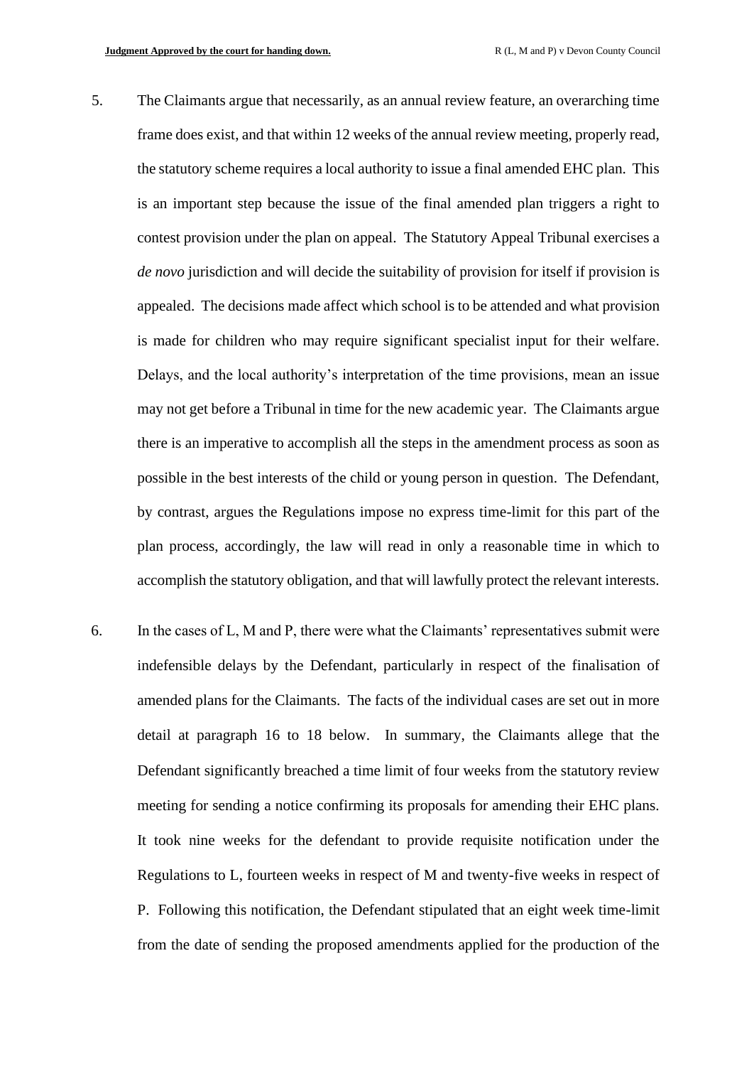5. The Claimants argue that necessarily, as an annual review feature, an overarching time frame does exist, and that within 12 weeks of the annual review meeting, properly read, the statutory scheme requires a local authority to issue a final amended EHC plan. This is an important step because the issue of the final amended plan triggers a right to contest provision under the plan on appeal. The Statutory Appeal Tribunal exercises a *de novo* jurisdiction and will decide the suitability of provision for itself if provision is appealed. The decisions made affect which school is to be attended and what provision is made for children who may require significant specialist input for their welfare. Delays, and the local authority's interpretation of the time provisions, mean an issue may not get before a Tribunal in time for the new academic year. The Claimants argue there is an imperative to accomplish all the steps in the amendment process as soon as possible in the best interests of the child or young person in question. The Defendant, by contrast, argues the Regulations impose no express time-limit for this part of the plan process, accordingly, the law will read in only a reasonable time in which to accomplish the statutory obligation, and that will lawfully protect the relevant interests.

6. In the cases of L, M and P, there were what the Claimants' representatives submit were indefensible delays by the Defendant, particularly in respect of the finalisation of amended plans for the Claimants. The facts of the individual cases are set out in more detail at paragraph 16 to 18 below. In summary, the Claimants allege that the Defendant significantly breached a time limit of four weeks from the statutory review meeting for sending a notice confirming its proposals for amending their EHC plans. It took nine weeks for the defendant to provide requisite notification under the Regulations to L, fourteen weeks in respect of M and twenty-five weeks in respect of P. Following this notification, the Defendant stipulated that an eight week time-limit from the date of sending the proposed amendments applied for the production of the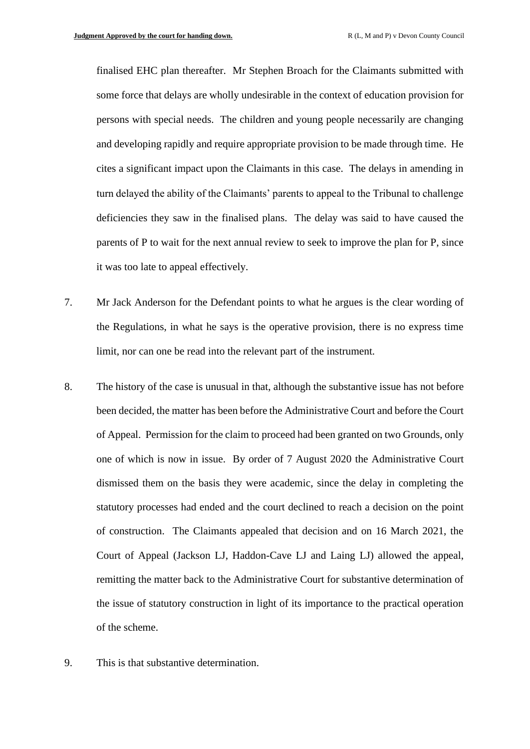finalised EHC plan thereafter. Mr Stephen Broach for the Claimants submitted with some force that delays are wholly undesirable in the context of education provision for persons with special needs. The children and young people necessarily are changing and developing rapidly and require appropriate provision to be made through time. He cites a significant impact upon the Claimants in this case. The delays in amending in turn delayed the ability of the Claimants' parents to appeal to the Tribunal to challenge deficiencies they saw in the finalised plans. The delay was said to have caused the parents of P to wait for the next annual review to seek to improve the plan for P, since it was too late to appeal effectively.

7. Mr Jack Anderson for the Defendant points to what he argues is the clear wording of the Regulations, in what he says is the operative provision, there is no express time limit, nor can one be read into the relevant part of the instrument.

8. The history of the case is unusual in that, although the substantive issue has not before been decided, the matter has been before the Administrative Court and before the Court of Appeal. Permission for the claim to proceed had been granted on two Grounds, only one of which is now in issue. By order of 7 August 2020 the Administrative Court dismissed them on the basis they were academic, since the delay in completing the statutory processes had ended and the court declined to reach a decision on the point of construction. The Claimants appealed that decision and on 16 March 2021, the Court of Appeal (Jackson LJ, Haddon-Cave LJ and Laing LJ) allowed the appeal, remitting the matter back to the Administrative Court for substantive determination of the issue of statutory construction in light of its importance to the practical operation of the scheme.

9. This is that substantive determination.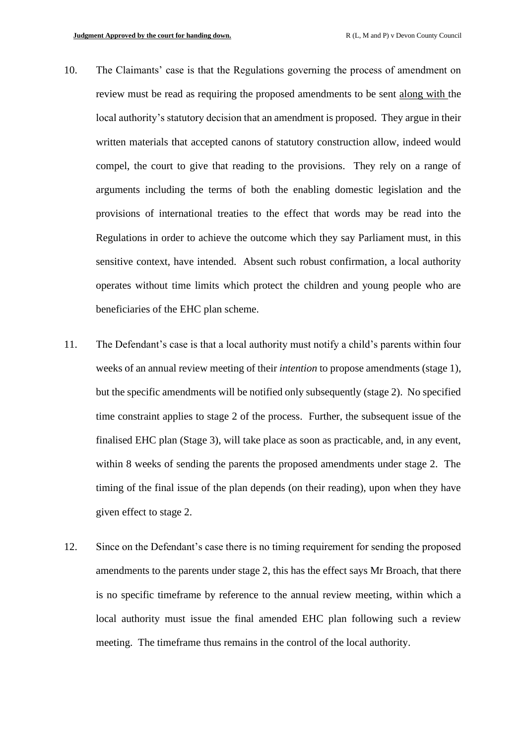10. The Claimants' case is that the Regulations governing the process of amendment on review must be read as requiring the proposed amendments to be sent <u>along with</u> the local authority's statutory decision that an amendment is proposed. They argue in their written materials that accepted canons of statutory construction allow, indeed would compel, the court to give that reading to the provisions. They rely on a range of arguments including the terms of both the enabling domestic legislation and the provisions of international treaties to the effect that words may be read into the Regulations in order to achieve the outcome which they say Parliament must, in this sensitive context, have intended. Absent such robust confirmation, a local authority operates without time limits which protect the children and young people who are beneficiaries of the EHC plan scheme.

11. The Defendant's case is that a local authority must notify a child's parents within four weeks of an annual review meeting of their *intention* to propose amendments (stage 1), but the specific amendments will be notified only subsequently (stage 2). No specified time constraint applies to stage 2 of the process. Further, the subsequent issue of the finalised EHC plan (Stage 3), will take place as soon as practicable, and, in any event, within 8 weeks of sending the parents the proposed amendments under stage 2. The timing of the final issue of the plan depends (on their reading), upon when they have given effect to stage 2.

12. Since on the Defendant's case there is no timing requirement for sending the proposed amendments to the parents under stage 2, this has the effect says Mr Broach, that there is no specific timeframe by reference to the annual review meeting, within which a local authority must issue the final amended EHC plan following such a review meeting. The timeframe thus remains in the control of the local authority.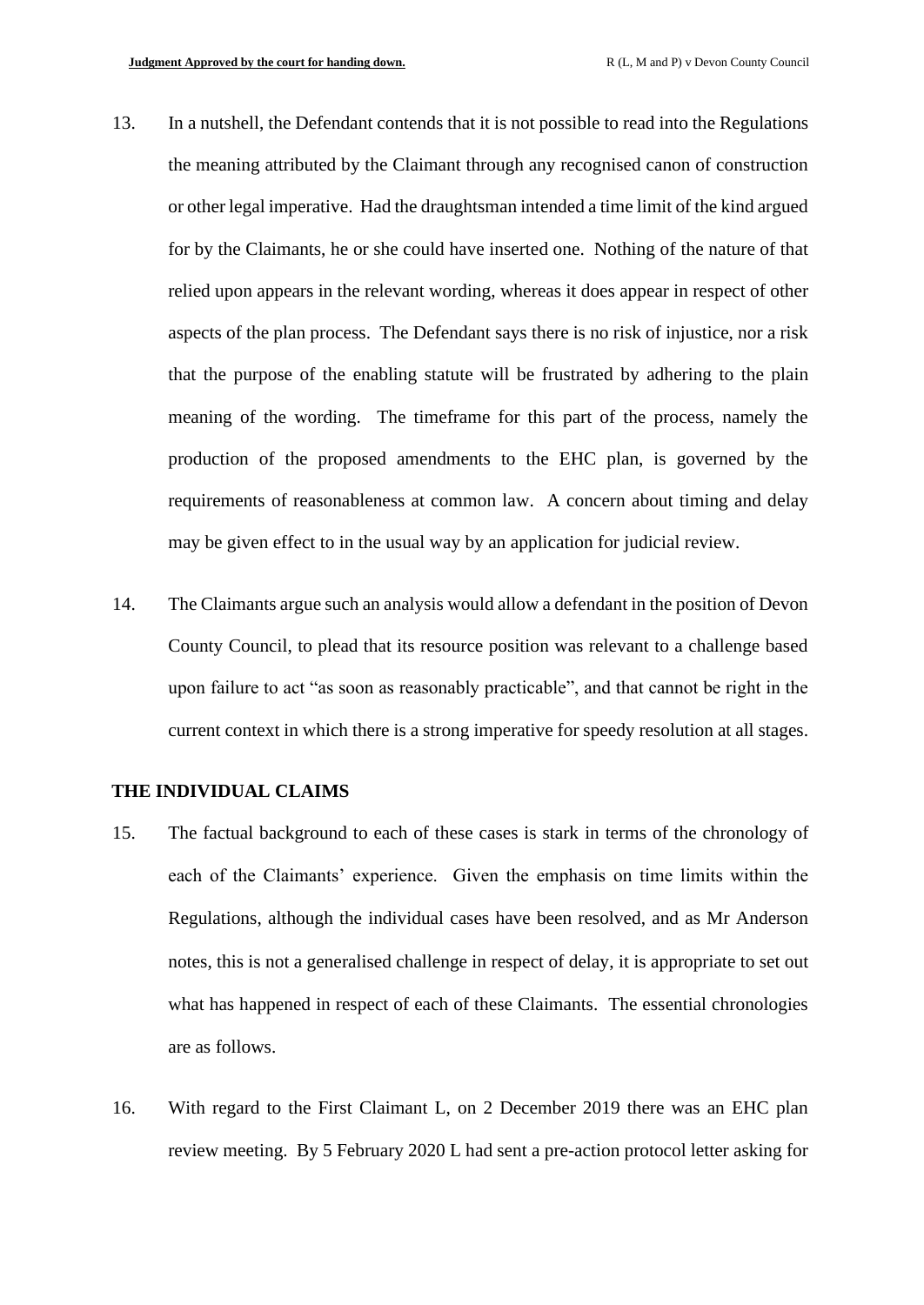13. In a nutshell, the Defendant contends that it is not possible to read into the Regulations the meaning attributed by the Claimant through any recognised canon of construction or other legal imperative. Had the draughtsman intended a time limit of the kind argued for by the Claimants, he or she could have inserted one. Nothing of the nature of that relied upon appears in the relevant wording, whereas it does appear in respect of other aspects of the plan process. The Defendant says there is no risk of injustice, nor a risk that the purpose of the enabling statute will be frustrated by adhering to the plain meaning of the wording. The timeframe for this part of the process, namely the production of the proposed amendments to the EHC plan, is governed by the requirements of reasonableness at common law. A concern about timing and delay may be given effect to in the usual way by an application for judicial review.

14. The Claimants argue such an analysis would allow a defendant in the position of Devon County Council, to plead that its resource position was relevant to a challenge based upon failure to act "as soon as reasonably practicable", and that cannot be right in the current context in which there is a strong imperative for speedy resolution at all stages.

## THE INDIVIDUAL CLAIMS

15. The factual background to each of these cases is stark in terms of the chronology of each of the Claimants' experience. Given the emphasis on time limits within the Regulations, although the individual cases have been resolved, and as Mr Anderson notes, this is not a generalised challenge in respect of delay, it is appropriate to set out what has happened in respect of each of these Claimants. The essential chronologies are as follows.

16. With regard to the First Claimant L, on 2 December 2019 there was an EHC plan review meeting. By 5 February 2020 L had sent a pre-action protocol letter asking for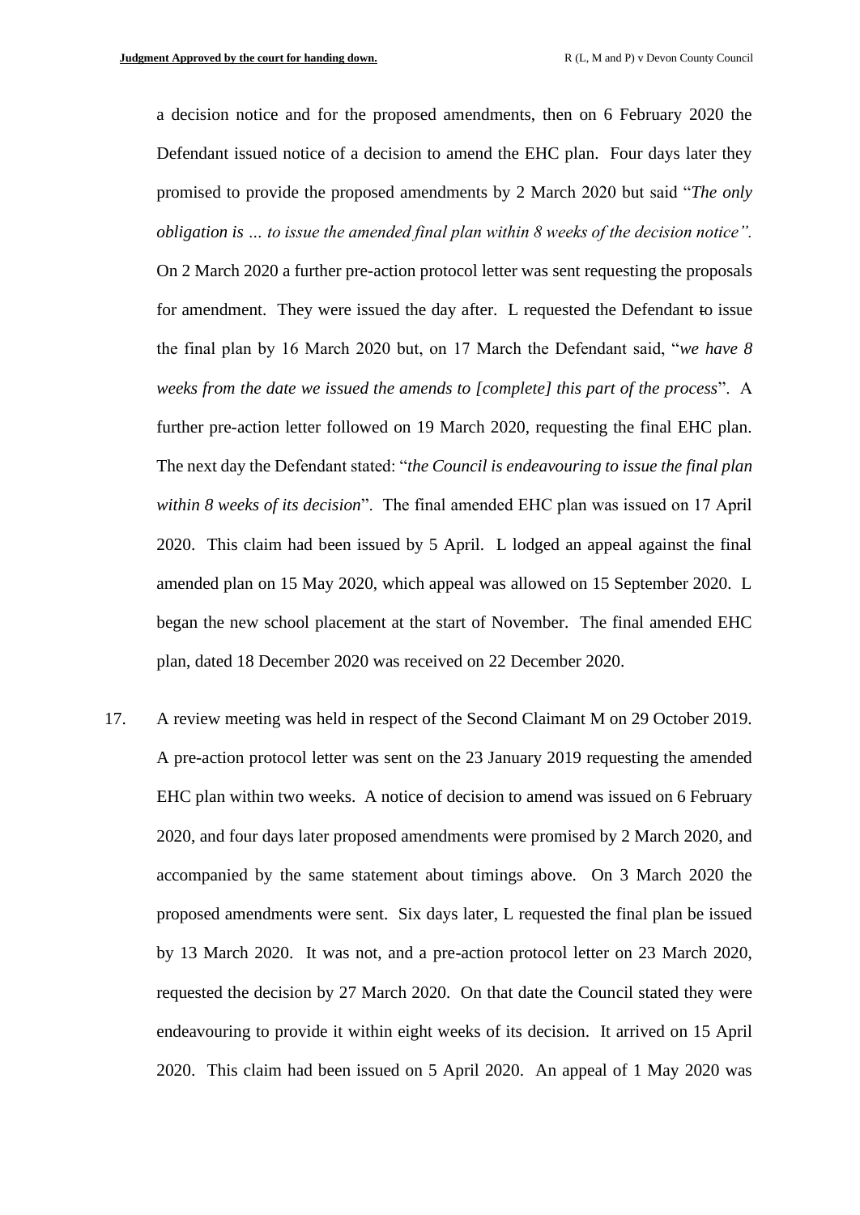a decision notice and for the proposed amendments, then on 6 February 2020 the Defendant issued notice of a decision to amend the EHC plan. Four days later they promised to provide the proposed amendments by 2 March 2020 but said "*The only obligation is … to issue the amended final plan within 8 weeks of the decision notice".* On 2 March 2020 a further pre-action protocol letter was sent requesting the proposals for amendment. They were issued the day after. L requested the Defendant to issue the final plan by 16 March 2020 but, on 17 March the Defendant said, "*we have 8 weeks from the date we issued the amends to [complete] this part of the process*". A further pre-action letter followed on 19 March 2020, requesting the final EHC plan. The next day the Defendant stated: "*the Council is endeavouring to issue the final plan within 8 weeks of its decision*". The final amended EHC plan was issued on 17 April 2020. This claim had been issued by 5 April. L lodged an appeal against the final amended plan on 15 May 2020, which appeal was allowed on 15 September 2020. L began the new school placement at the start of November. The final amended EHC plan, dated 18 December 2020 was received on 22 December 2020.

17. A review meeting was held in respect of the Second Claimant M on 29 October 2019. A pre-action protocol letter was sent on the 23 January 2019 requesting the amended EHC plan within two weeks. A notice of decision to amend was issued on 6 February 2020, and four days later proposed amendments were promised by 2 March 2020, and accompanied by the same statement about timings above. On 3 March 2020 the proposed amendments were sent. Six days later, L requested the final plan be issued by 13 March 2020. It was not, and a pre-action protocol letter on 23 March 2020, requested the decision by 27 March 2020. On that date the Council stated they were endeavouring to provide it within eight weeks of its decision. It arrived on 15 April 2020. This claim had been issued on 5 April 2020. An appeal of 1 May 2020 was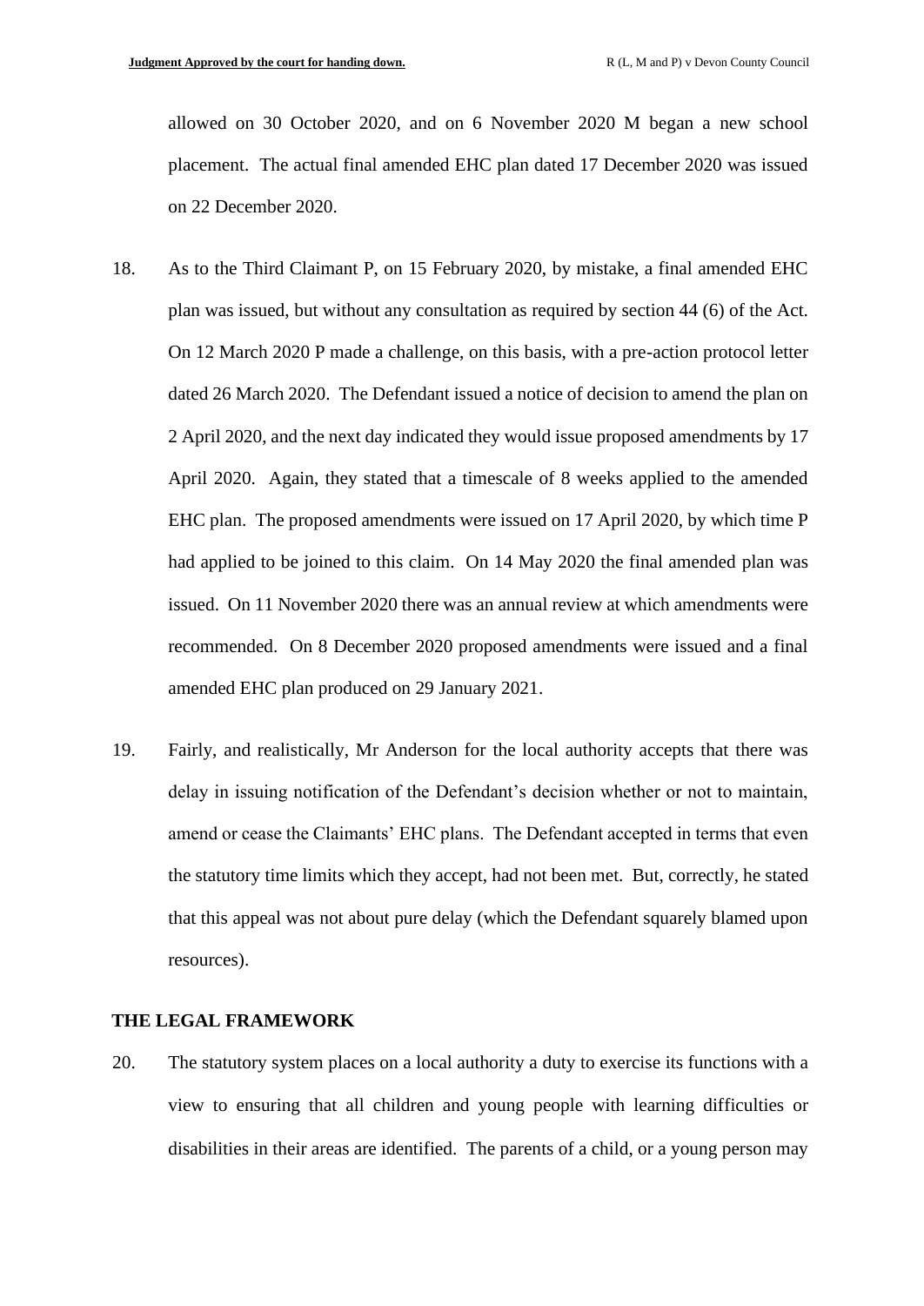allowed on 30 October 2020, and on 6 November 2020 M began a new school placement. The actual final amended EHC plan dated 17 December 2020 was issued on 22 December 2020.

18. As to the Third Claimant P, on 15 February 2020, by mistake, a final amended EHC plan was issued, but without any consultation as required by section 44 (6) of the Act. On 12 March 2020 P made a challenge, on this basis, with a pre-action protocol letter dated 26 March 2020. The Defendant issued a notice of decision to amend the plan on 2 April 2020, and the next day indicated they would issue proposed amendments by 17 April 2020. Again, they stated that a timescale of 8 weeks applied to the amended EHC plan. The proposed amendments were issued on 17 April 2020, by which time P had applied to be joined to this claim. On 14 May 2020 the final amended plan was issued. On 11 November 2020 there was an annual review at which amendments were recommended. On 8 December 2020 proposed amendments were issued and a final amended EHC plan produced on 29 January 2021.

19. Fairly, and realistically, Mr Anderson for the local authority accepts that there was delay in issuing notification of the Defendant's decision whether or not to maintain, amend or cease the Claimants' EHC plans. The Defendant accepted in terms that even the statutory time limits which they accept, had not been met. But, correctly, he stated that this appeal was not about pure delay (which the Defendant squarely blamed upon resources).

## THE LEGAL FRAMEWORK

20. The statutory system places on a local authority a duty to exercise its functions with a view to ensuring that all children and young people with learning difficulties or disabilities in their areas are identified. The parents of a child, or a young person may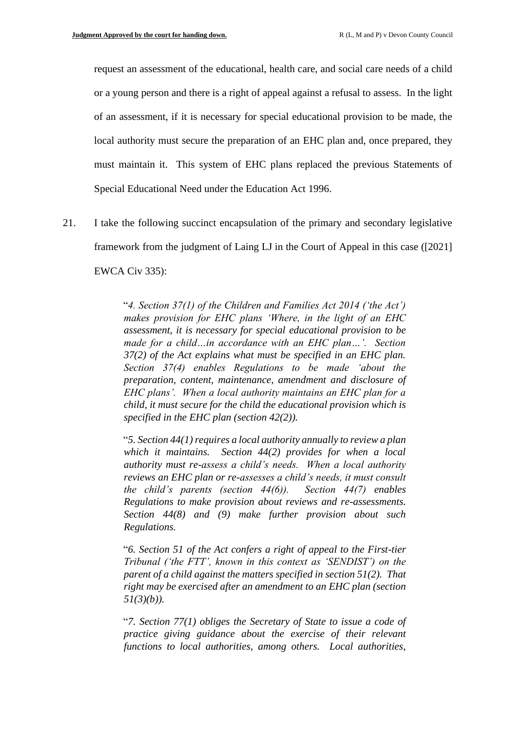request an assessment of the educational, health care, and social care needs of a child or a young person and there is a right of appeal against a refusal to assess. In the light of an assessment, if it is necessary for special educational provision to be made, the local authority must secure the preparation of an EHC plan and, once prepared, they must maintain it. This system of EHC plans replaced the previous Statements of Special Educational Need under the Education Act 1996.

21. I take the following succinct encapsulation of the primary and secondary legislative framework from the judgment of Laing LJ in the Court of Appeal in this case ([2021] EWCA Civ 335):

> "*4. Section 37(1) of the Children and Families Act 2014 ('the Act') makes provision for EHC plans 'Where, in the light of an EHC assessment, it is necessary for special educational provision to be made for a child…in accordance with an EHC plan…'. Section 37(2) of the Act explains what must be specified in an EHC plan. Section 37(4) enables Regulations to be made 'about the preparation, content, maintenance, amendment and disclosure of EHC plans'. When a local authority maintains an EHC plan for a child, it must secure for the child the educational provision which is specified in the EHC plan (section 42(2)).*
>
> "*5. Section 44(1) requires a local authority annually to review a plan which it maintains. Section 44(2) provides for when a local authority must re-assess a child's needs. When a local authority reviews an EHC plan or re-assesses a child's needs, it must consult the child's parents (section 44(6)). Section 44(7) enables Regulations to make provision about reviews and re-assessments. Section 44(8) and (9) make further provision about such Regulations.*
>
> "*6. Section 51 of the Act confers a right of appeal to the First-tier Tribunal ('the FTT', known in this context as 'SENDIST') on the parent of a child against the matters specified in section 51(2). That right may be exercised after an amendment to an EHC plan (section 51(3)(b)).*
>
> "*7. Section 77(1) obliges the Secretary of State to issue a code of practice giving guidance about the exercise of their relevant functions to local authorities, among others. Local authorities,*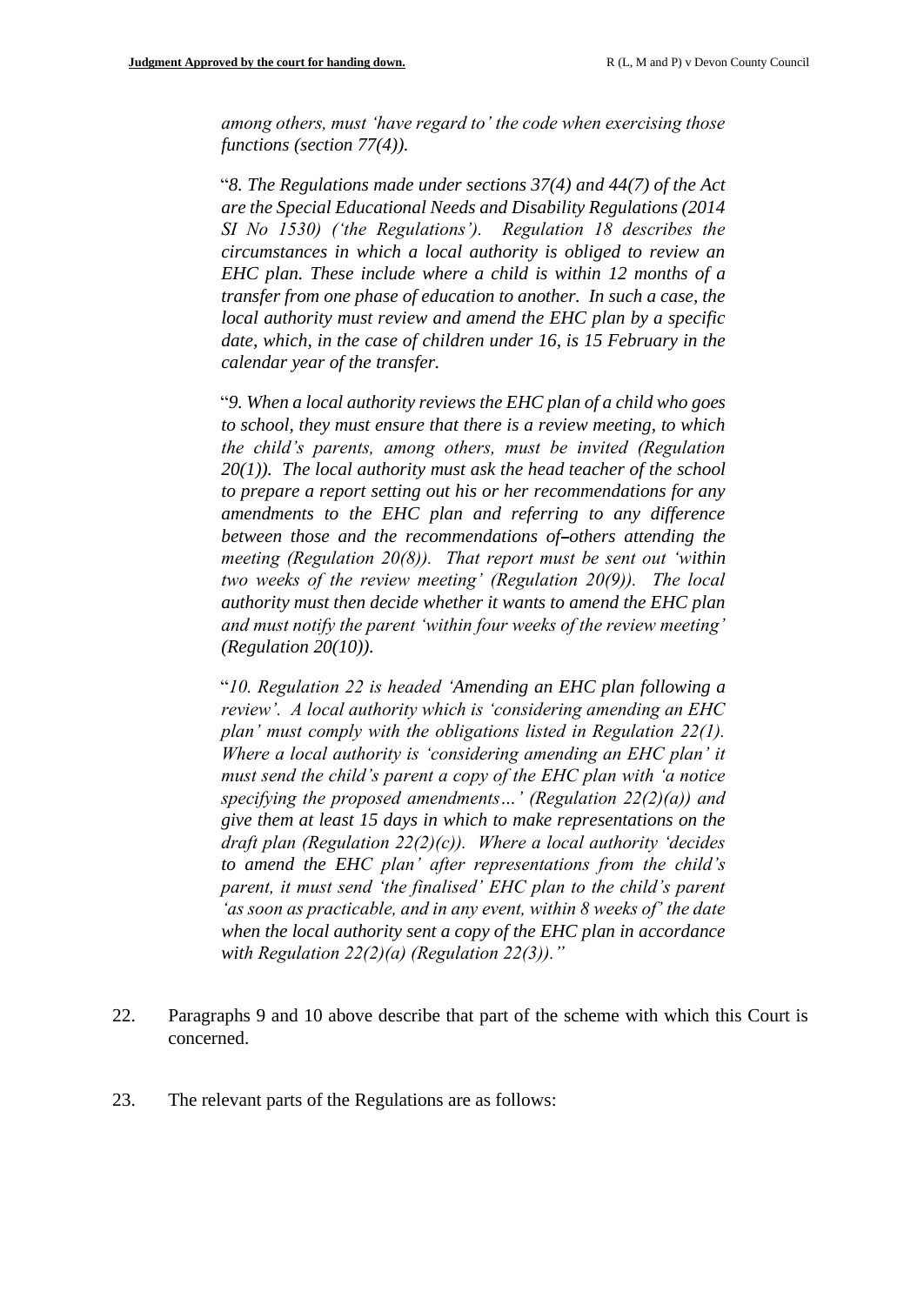*among others, must 'have regard to' the code when exercising those functions (section 77(4)).*

"*8. The Regulations made under sections 37(4) and 44(7) of the Act are the Special Educational Needs and Disability Regulations (2014 SI No 1530) ('the Regulations'). Regulation 18 describes the circumstances in which a local authority is obliged to review an EHC plan. These include where a child is within 12 months of a transfer from one phase of education to another. In such a case, the local authority must review and amend the EHC plan by a specific date, which, in the case of children under 16, is 15 February in the calendar year of the transfer.*

"*9. When a local authority reviews the EHC plan of a child who goes to school, they must ensure that there is a review meeting, to which the child's parents, among others, must be invited (Regulation 20(1)). The local authority must ask the head teacher of the school to prepare a report setting out his or her recommendations for any amendments to the EHC plan and referring to any difference between those and the recommendations of others attending the meeting (Regulation 20(8)). That report must be sent out 'within two weeks of the review meeting' (Regulation 20(9)). The local authority must then decide whether it wants to amend the EHC plan and must notify the parent 'within four weeks of the review meeting' (Regulation 20(10)).*

"*10. Regulation 22 is headed 'Amending an EHC plan following a review'. A local authority which is 'considering amending an EHC plan' must comply with the obligations listed in Regulation 22(1). Where a local authority is 'considering amending an EHC plan' it must send the child's parent a copy of the EHC plan with 'a notice specifying the proposed amendments…' (Regulation 22(2)(a)) and give them at least 15 days in which to make representations on the draft plan (Regulation 22(2)(c)). Where a local authority 'decides to amend the EHC plan' after representations from the child's parent, it must send 'the finalised' EHC plan to the child's parent 'as soon as practicable, and in any event, within 8 weeks of' the date when the local authority sent a copy of the EHC plan in accordance with Regulation 22(2)(a) (Regulation 22(3)).*"

22. Paragraphs 9 and 10 above describe that part of the scheme with which this Court is concerned.

23. The relevant parts of the Regulations are as follows: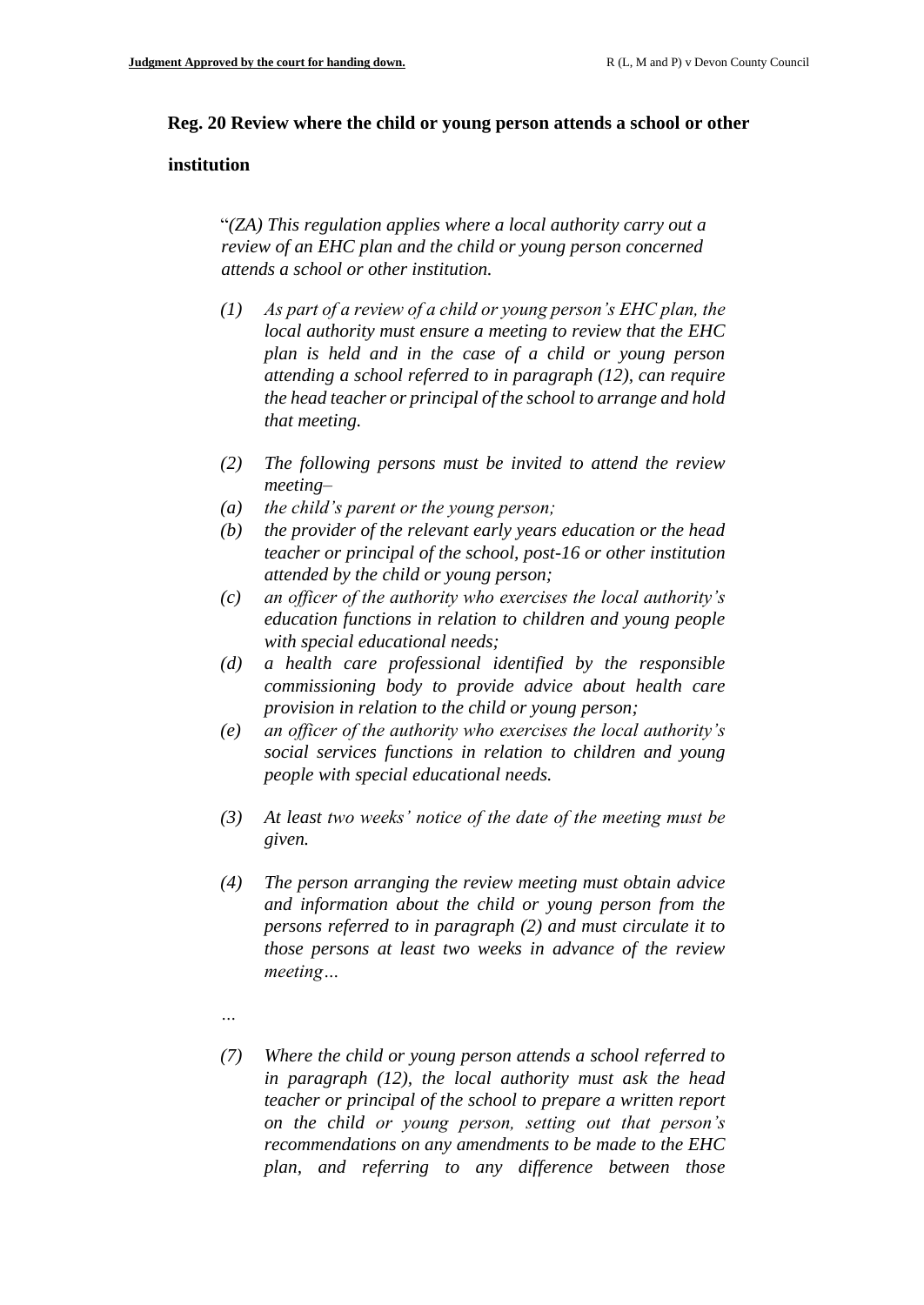**Reg. 20 Review where the child or young person attends a school or other institution**

> "*(ZA) This regulation applies where a local authority carry out a review of an EHC plan and the child or young person concerned attends a school or other institution.*
>
> *(1) As part of a review of a child or young person's EHC plan, the local authority must ensure a meeting to review that the EHC plan is held and in the case of a child or young person attending a school referred to in paragraph (12), can require the head teacher or principal of the school to arrange and hold that meeting.*
>
> *(2) The following persons must be invited to attend the review meeting–*
>
> *(a) the child's parent or the young person;*
>
> *(b) the provider of the relevant early years education or the head teacher or principal of the school, post-16 or other institution attended by the child or young person;*
>
> *(c) an officer of the authority who exercises the local authority's education functions in relation to children and young people with special educational needs;*
>
> *(d) a health care professional identified by the responsible commissioning body to provide advice about health care provision in relation to the child or young person;*
>
> *(e) an officer of the authority who exercises the local authority's social services functions in relation to children and young people with special educational needs.*
>
> *(3) At least two weeks' notice of the date of the meeting must be given.*
>
> *(4) The person arranging the review meeting must obtain advice and information about the child or young person from the persons referred to in paragraph (2) and must circulate it to those persons at least two weeks in advance of the review meeting…*
>
> *…*
>
> *(7) Where the child or young person attends a school referred to in paragraph (12), the local authority must ask the head teacher or principal of the school to prepare a written report on the child or young person, setting out that person's recommendations on any amendments to be made to the EHC plan, and referring to any difference between those*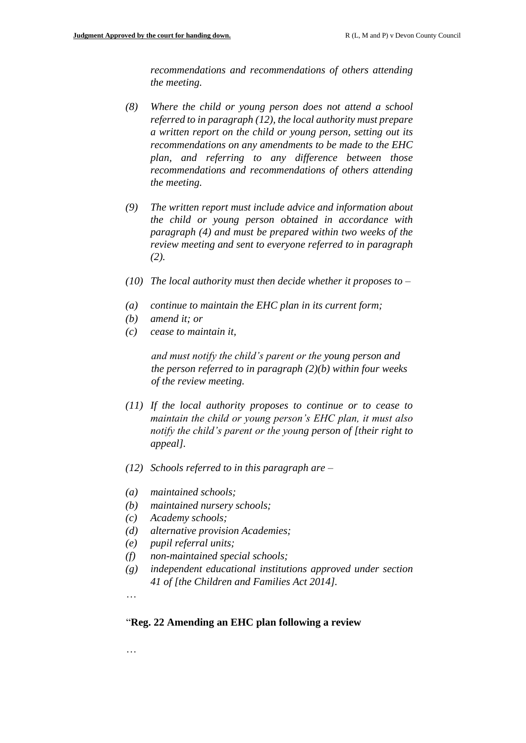*recommendations and recommendations of others attending the meeting.*

*(8) Where the child or young person does not attend a school referred to in paragraph (12), the local authority must prepare a written report on the child or young person, setting out its recommendations on any amendments to be made to the EHC plan, and referring to any difference between those recommendations and recommendations of others attending the meeting.*

*(9) The written report must include advice and information about the child or young person obtained in accordance with paragraph (4) and must be prepared within two weeks of the review meeting and sent to everyone referred to in paragraph (2).*

*(10) The local authority must then decide whether it proposes to –*

*(a) continue to maintain the EHC plan in its current form;*
*(b) amend it; or*
*(c) cease to maintain it,*

*and must notify the child's parent or the young person and the person referred to in paragraph (2)(b) within four weeks of the review meeting.*

*(11) If the local authority proposes to continue or to cease to maintain the child or young person's EHC plan, it must also notify the child's parent or the young person of [their right to appeal].*

*(12) Schools referred to in this paragraph are –*

*(a) maintained schools;*
*(b) maintained nursery schools;*
*(c) Academy schools;*
*(d) alternative provision Academies;*
*(e) pupil referral units;*
*(f) non-maintained special schools;*
*(g) independent educational institutions approved under section 41 of [the Children and Families Act 2014].*

…

"**Reg. 22 Amending an EHC plan following a review**

…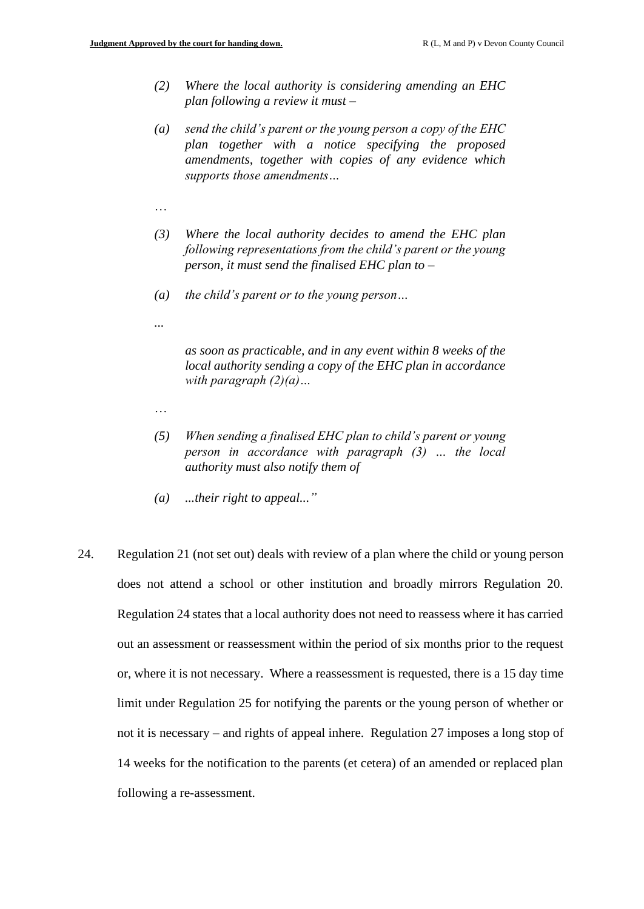> *(2) Where the local authority is considering amending an EHC plan following a review it must –*
>
> *(a) send the child's parent or the young person a copy of the EHC plan together with a notice specifying the proposed amendments, together with copies of any evidence which supports those amendments…*
>
> …
>
> *(3) Where the local authority decides to amend the EHC plan following representations from the child's parent or the young person, it must send the finalised EHC plan to –*
>
> *(a) the child's parent or to the young person…*
>
> ...
>
> *as soon as practicable, and in any event within 8 weeks of the local authority sending a copy of the EHC plan in accordance with paragraph (2)(a)…*
>
> …
>
> *(5) When sending a finalised EHC plan to child's parent or young person in accordance with paragraph (3) … the local authority must also notify them of*
>
> *(a) ...their right to appeal..."*

24. Regulation 21 (not set out) deals with review of a plan where the child or young person does not attend a school or other institution and broadly mirrors Regulation 20. Regulation 24 states that a local authority does not need to reassess where it has carried out an assessment or reassessment within the period of six months prior to the request or, where it is not necessary. Where a reassessment is requested, there is a 15 day time limit under Regulation 25 for notifying the parents or the young person of whether or not it is necessary – and rights of appeal inhere. Regulation 27 imposes a long stop of 14 weeks for the notification to the parents (et cetera) of an amended or replaced plan following a re-assessment.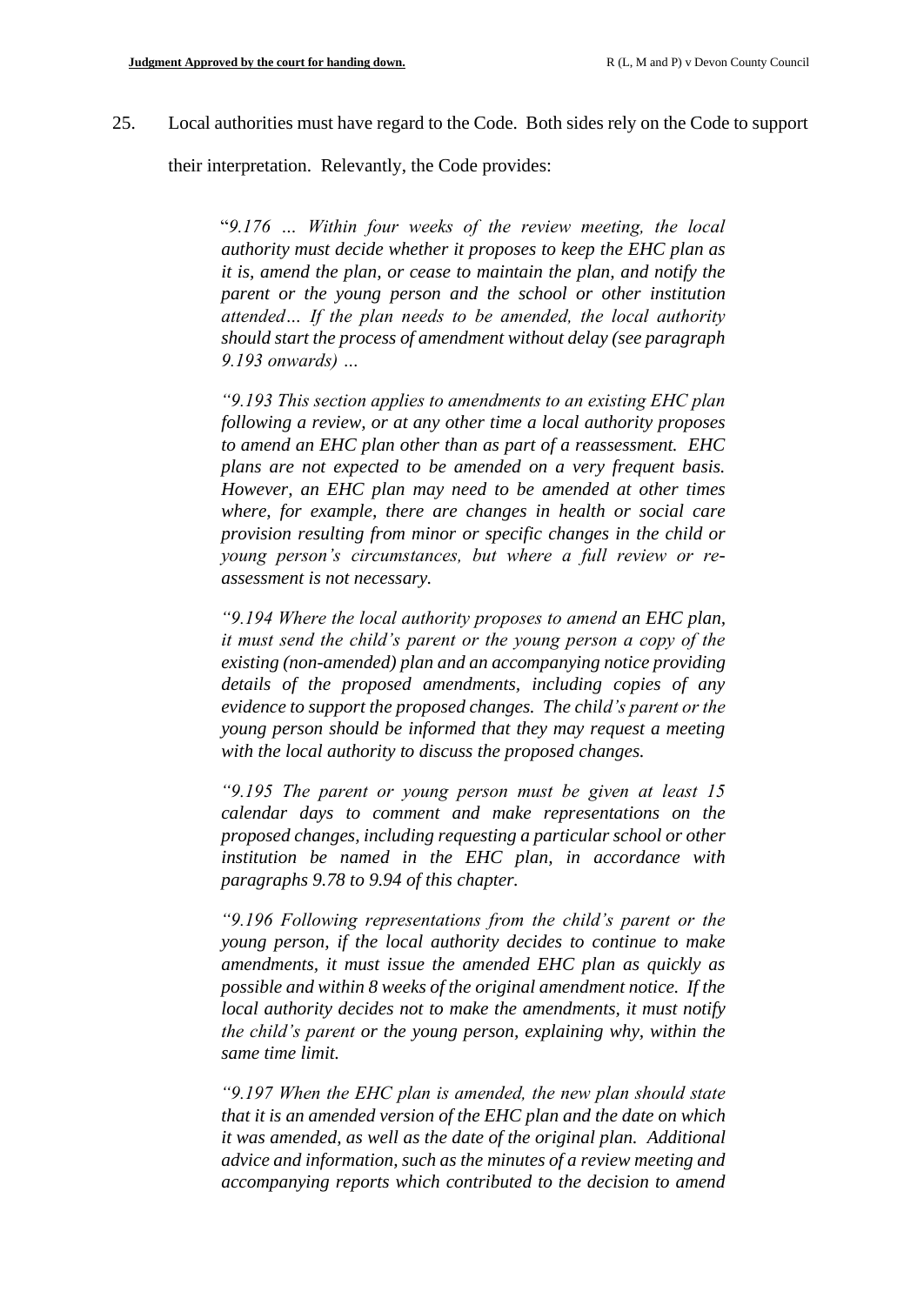25. Local authorities must have regard to the Code. Both sides rely on the Code to support their interpretation. Relevantly, the Code provides:

> "*9.176 … Within four weeks of the review meeting, the local authority must decide whether it proposes to keep the EHC plan as it is, amend the plan, or cease to maintain the plan, and notify the parent or the young person and the school or other institution attended… If the plan needs to be amended, the local authority should start the process of amendment without delay (see paragraph 9.193 onwards) …*
>
> *"9.193 This section applies to amendments to an existing EHC plan following a review, or at any other time a local authority proposes to amend an EHC plan other than as part of a reassessment. EHC plans are not expected to be amended on a very frequent basis. However, an EHC plan may need to be amended at other times where, for example, there are changes in health or social care provision resulting from minor or specific changes in the child or young person's circumstances, but where a full review or re-assessment is not necessary.*
>
> *"9.194 Where the local authority proposes to amend an EHC plan, it must send the child's parent or the young person a copy of the existing (non-amended) plan and an accompanying notice providing details of the proposed amendments, including copies of any evidence to support the proposed changes. The child's parent or the young person should be informed that they may request a meeting with the local authority to discuss the proposed changes.*
>
> *"9.195 The parent or young person must be given at least 15 calendar days to comment and make representations on the proposed changes, including requesting a particular school or other institution be named in the EHC plan, in accordance with paragraphs 9.78 to 9.94 of this chapter.*
>
> *"9.196 Following representations from the child's parent or the young person, if the local authority decides to continue to make amendments, it must issue the amended EHC plan as quickly as possible and within 8 weeks of the original amendment notice. If the local authority decides not to make the amendments, it must notify the child's parent or the young person, explaining why, within the same time limit.*
>
> *"9.197 When the EHC plan is amended, the new plan should state that it is an amended version of the EHC plan and the date on which it was amended, as well as the date of the original plan. Additional advice and information, such as the minutes of a review meeting and accompanying reports which contributed to the decision to amend*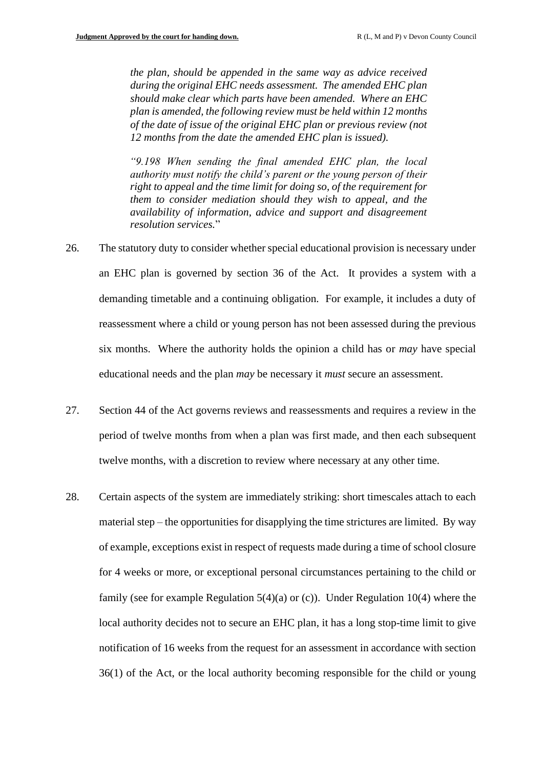*the plan, should be appended in the same way as advice received during the original EHC needs assessment. The amended EHC plan should make clear which parts have been amended. Where an EHC plan is amended, the following review must be held within 12 months of the date of issue of the original EHC plan or previous review (not 12 months from the date the amended EHC plan is issued).*

> *"9.198 When sending the final amended EHC plan, the local authority must notify the child's parent or the young person of their right to appeal and the time limit for doing so, of the requirement for them to consider mediation should they wish to appeal, and the availability of information, advice and support and disagreement resolution services.*"

26. The statutory duty to consider whether special educational provision is necessary under an EHC plan is governed by section 36 of the Act. It provides a system with a demanding timetable and a continuing obligation. For example, it includes a duty of reassessment where a child or young person has not been assessed during the previous six months. Where the authority holds the opinion a child has or *may* have special educational needs and the plan *may* be necessary it *must* secure an assessment.

27. Section 44 of the Act governs reviews and reassessments and requires a review in the period of twelve months from when a plan was first made, and then each subsequent twelve months, with a discretion to review where necessary at any other time.

28. Certain aspects of the system are immediately striking: short timescales attach to each material step – the opportunities for disapplying the time strictures are limited. By way of example, exceptions exist in respect of requests made during a time of school closure for 4 weeks or more, or exceptional personal circumstances pertaining to the child or family (see for example Regulation 5(4)(a) or (c)). Under Regulation 10(4) where the local authority decides not to secure an EHC plan, it has a long stop-time limit to give notification of 16 weeks from the request for an assessment in accordance with section 36(1) of the Act, or the local authority becoming responsible for the child or young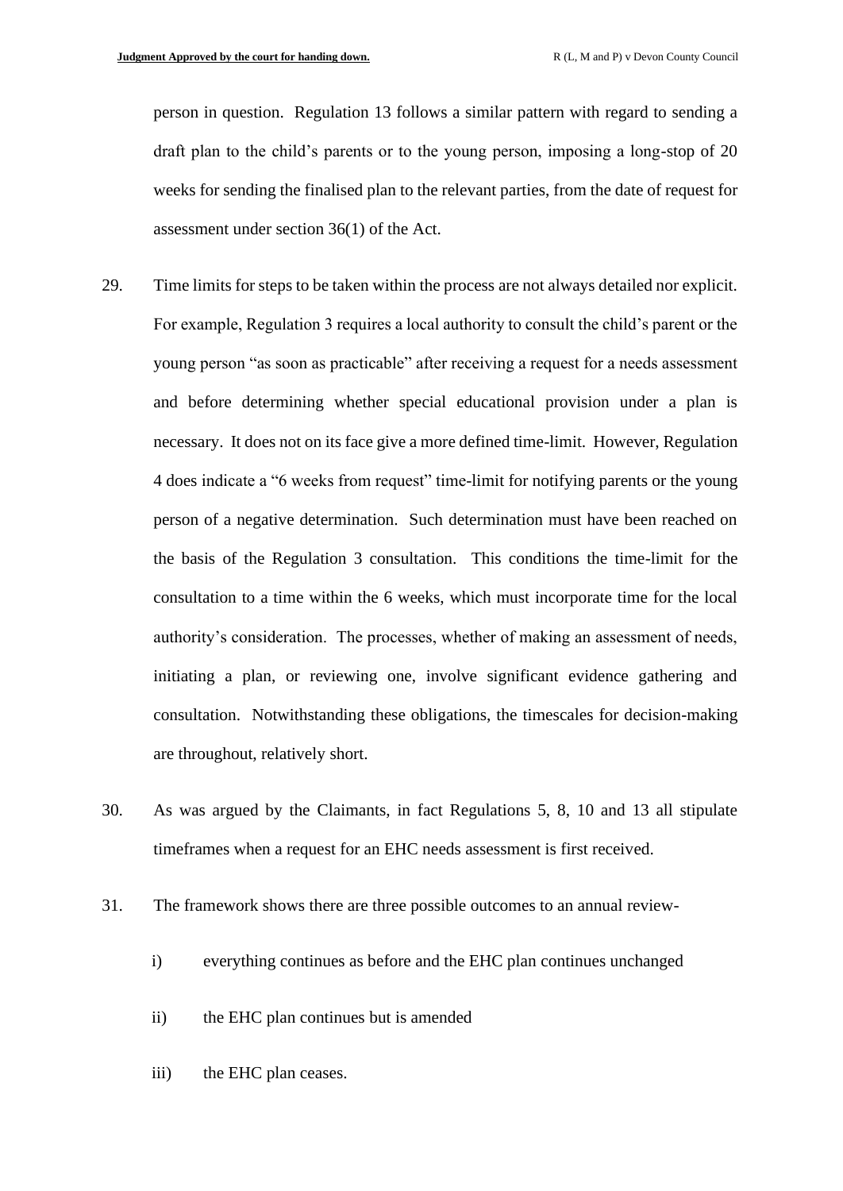person in question. Regulation 13 follows a similar pattern with regard to sending a draft plan to the child's parents or to the young person, imposing a long-stop of 20 weeks for sending the finalised plan to the relevant parties, from the date of request for assessment under section 36(1) of the Act.

29. Time limits for steps to be taken within the process are not always detailed nor explicit. For example, Regulation 3 requires a local authority to consult the child's parent or the young person "as soon as practicable" after receiving a request for a needs assessment and before determining whether special educational provision under a plan is necessary. It does not on its face give a more defined time-limit. However, Regulation 4 does indicate a "6 weeks from request" time-limit for notifying parents or the young person of a negative determination. Such determination must have been reached on the basis of the Regulation 3 consultation. This conditions the time-limit for the consultation to a time within the 6 weeks, which must incorporate time for the local authority's consideration. The processes, whether of making an assessment of needs, initiating a plan, or reviewing one, involve significant evidence gathering and consultation. Notwithstanding these obligations, the timescales for decision-making are throughout, relatively short.

30. As was argued by the Claimants, in fact Regulations 5, 8, 10 and 13 all stipulate timeframes when a request for an EHC needs assessment is first received.

31. The framework shows there are three possible outcomes to an annual review-

    i) everything continues as before and the EHC plan continues unchanged

    ii) the EHC plan continues but is amended

    iii) the EHC plan ceases.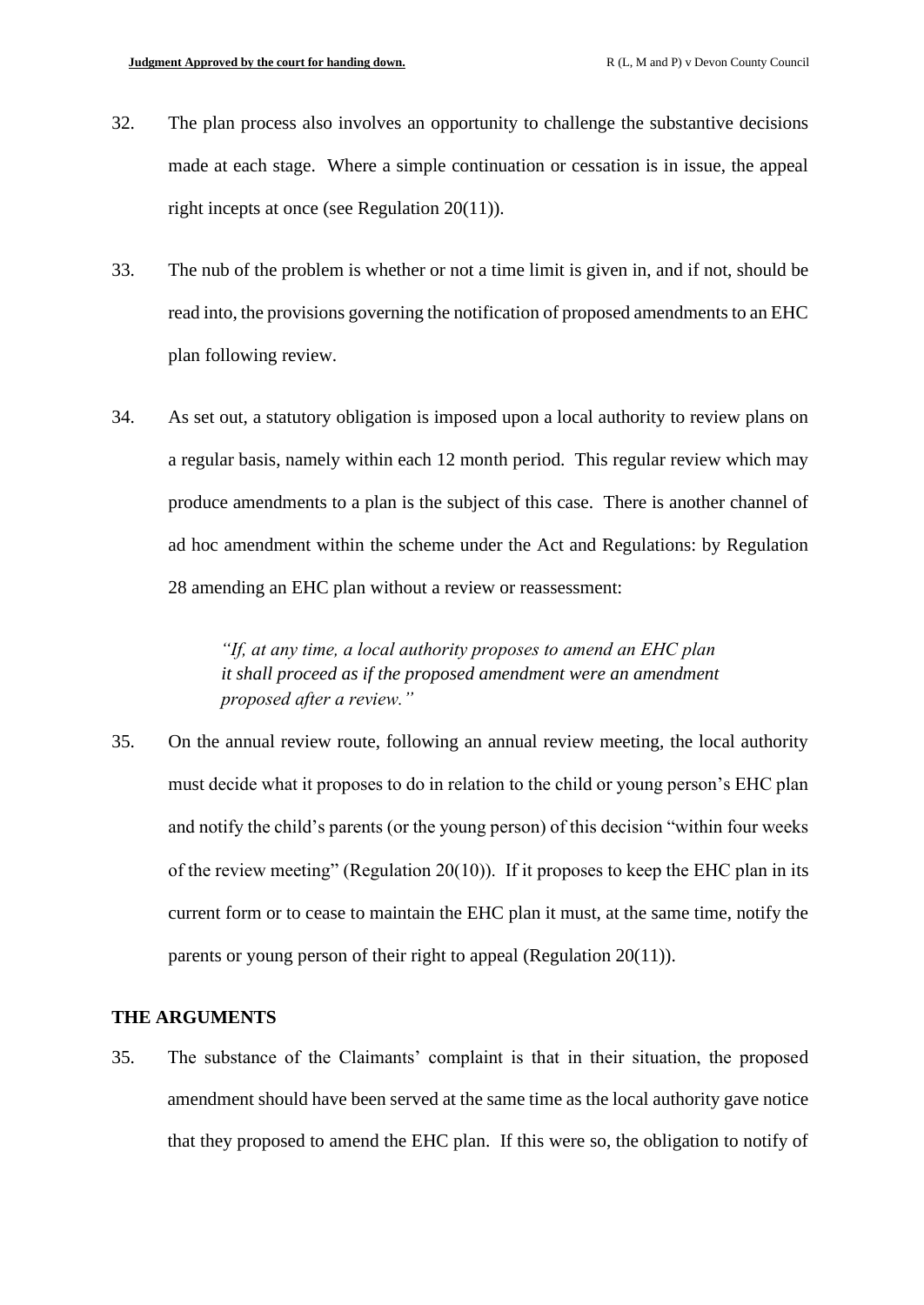32. The plan process also involves an opportunity to challenge the substantive decisions made at each stage. Where a simple continuation or cessation is in issue, the appeal right incepts at once (see Regulation 20(11)).

33. The nub of the problem is whether or not a time limit is given in, and if not, should be read into, the provisions governing the notification of proposed amendments to an EHC plan following review.

34. As set out, a statutory obligation is imposed upon a local authority to review plans on a regular basis, namely within each 12 month period. This regular review which may produce amendments to a plan is the subject of this case. There is another channel of ad hoc amendment within the scheme under the Act and Regulations: by Regulation 28 amending an EHC plan without a review or reassessment:

> *"If, at any time, a local authority proposes to amend an EHC plan it shall proceed as if the proposed amendment were an amendment proposed after a review."*

35. On the annual review route, following an annual review meeting, the local authority must decide what it proposes to do in relation to the child or young person's EHC plan and notify the child's parents (or the young person) of this decision "within four weeks of the review meeting" (Regulation 20(10)). If it proposes to keep the EHC plan in its current form or to cease to maintain the EHC plan it must, at the same time, notify the parents or young person of their right to appeal (Regulation 20(11)).

## THE ARGUMENTS

35. The substance of the Claimants' complaint is that in their situation, the proposed amendment should have been served at the same time as the local authority gave notice that they proposed to amend the EHC plan. If this were so, the obligation to notify of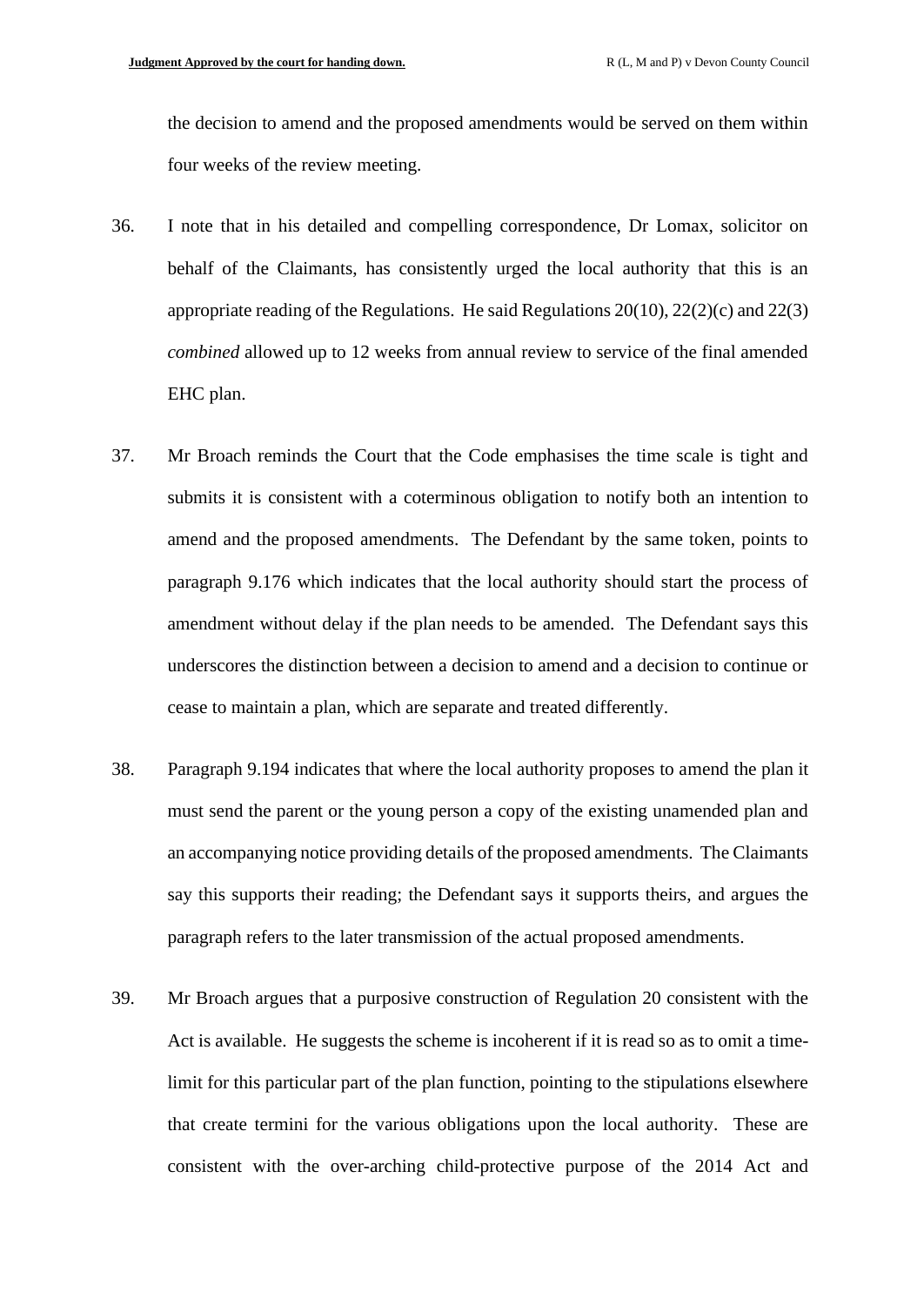the decision to amend and the proposed amendments would be served on them within four weeks of the review meeting.

36. I note that in his detailed and compelling correspondence, Dr Lomax, solicitor on behalf of the Claimants, has consistently urged the local authority that this is an appropriate reading of the Regulations. He said Regulations 20(10), 22(2)(c) and 22(3) *combined* allowed up to 12 weeks from annual review to service of the final amended EHC plan.

37. Mr Broach reminds the Court that the Code emphasises the time scale is tight and submits it is consistent with a coterminous obligation to notify both an intention to amend and the proposed amendments. The Defendant by the same token, points to paragraph 9.176 which indicates that the local authority should start the process of amendment without delay if the plan needs to be amended. The Defendant says this underscores the distinction between a decision to amend and a decision to continue or cease to maintain a plan, which are separate and treated differently.

38. Paragraph 9.194 indicates that where the local authority proposes to amend the plan it must send the parent or the young person a copy of the existing unamended plan and an accompanying notice providing details of the proposed amendments. The Claimants say this supports their reading; the Defendant says it supports theirs, and argues the paragraph refers to the later transmission of the actual proposed amendments.

39. Mr Broach argues that a purposive construction of Regulation 20 consistent with the Act is available. He suggests the scheme is incoherent if it is read so as to omit a time-limit for this particular part of the plan function, pointing to the stipulations elsewhere that create termini for the various obligations upon the local authority. These are consistent with the over-arching child-protective purpose of the 2014 Act and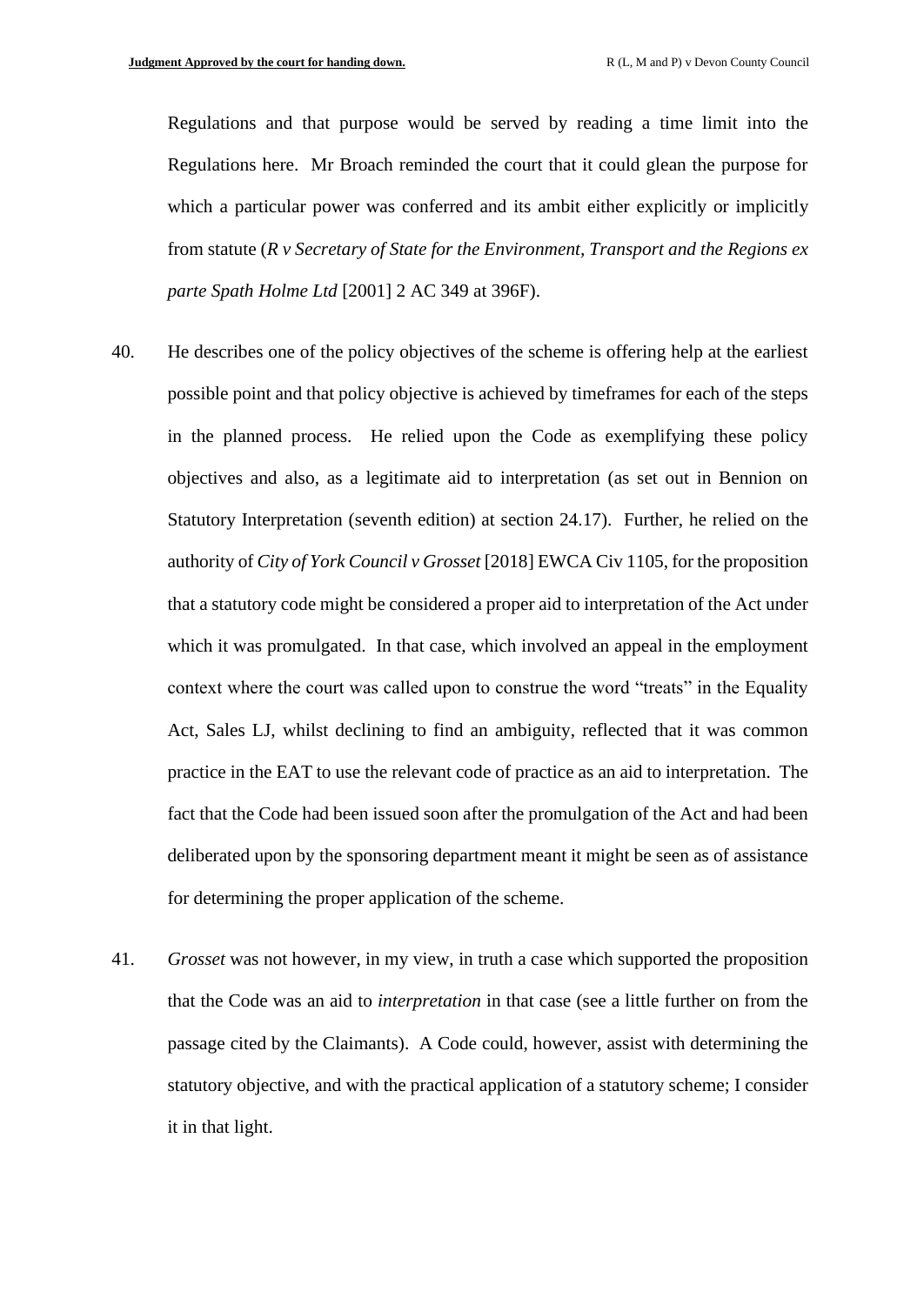Regulations and that purpose would be served by reading a time limit into the Regulations here. Mr Broach reminded the court that it could glean the purpose for which a particular power was conferred and its ambit either explicitly or implicitly from statute (*R v Secretary of State for the Environment, Transport and the Regions ex parte Spath Holme Ltd* [2001] 2 AC 349 at 396F).

40. He describes one of the policy objectives of the scheme is offering help at the earliest possible point and that policy objective is achieved by timeframes for each of the steps in the planned process. He relied upon the Code as exemplifying these policy objectives and also, as a legitimate aid to interpretation (as set out in Bennion on Statutory Interpretation (seventh edition) at section 24.17). Further, he relied on the authority of *City of York Council v Grosset* [2018] EWCA Civ 1105, for the proposition that a statutory code might be considered a proper aid to interpretation of the Act under which it was promulgated. In that case, which involved an appeal in the employment context where the court was called upon to construe the word "treats" in the Equality Act, Sales LJ, whilst declining to find an ambiguity, reflected that it was common practice in the EAT to use the relevant code of practice as an aid to interpretation. The fact that the Code had been issued soon after the promulgation of the Act and had been deliberated upon by the sponsoring department meant it might be seen as of assistance for determining the proper application of the scheme.

41. *Grosset* was not however, in my view, in truth a case which supported the proposition that the Code was an aid to *interpretation* in that case (see a little further on from the passage cited by the Claimants). A Code could, however, assist with determining the statutory objective, and with the practical application of a statutory scheme; I consider it in that light.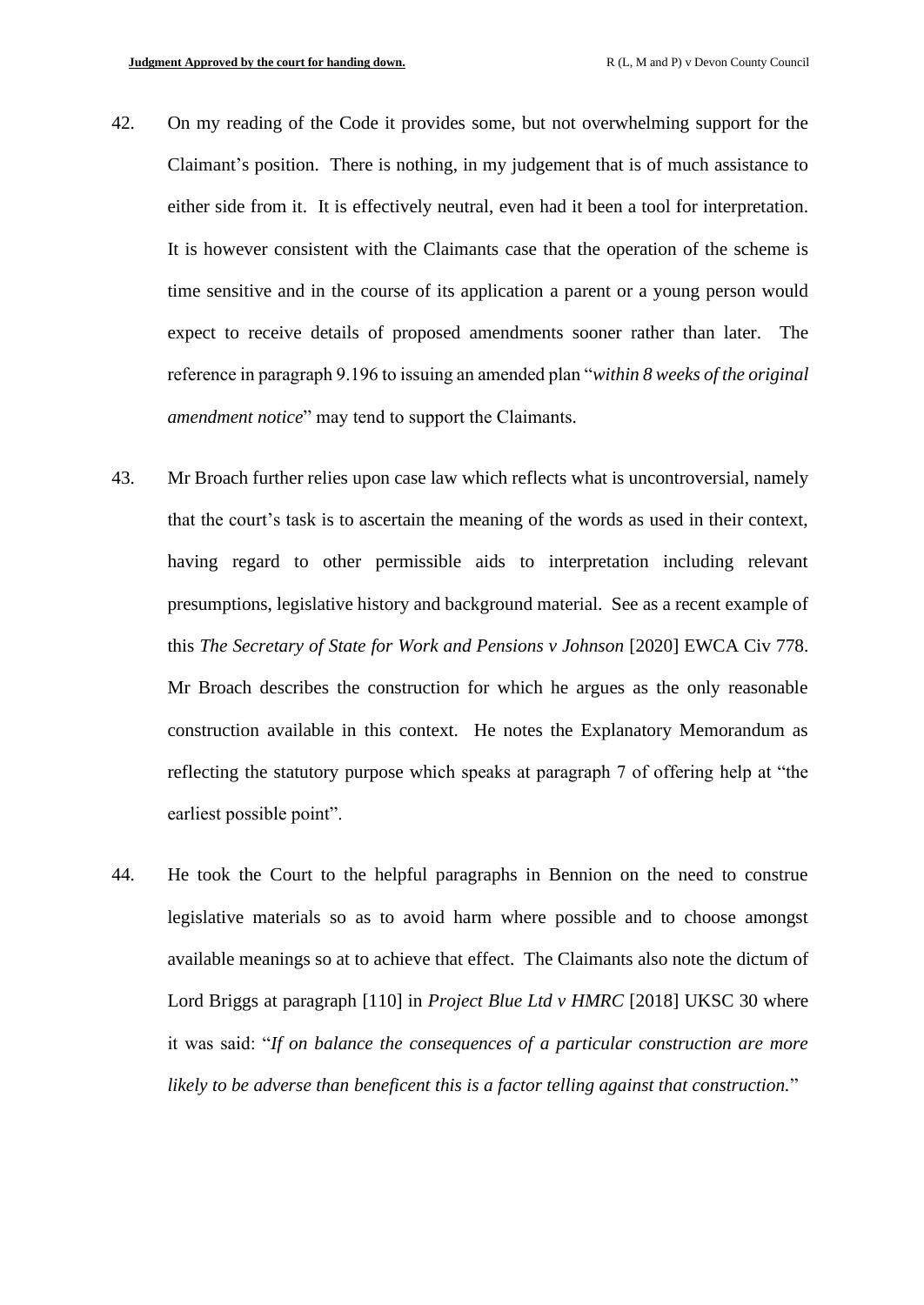42. On my reading of the Code it provides some, but not overwhelming support for the Claimant's position. There is nothing, in my judgement that is of much assistance to either side from it. It is effectively neutral, even had it been a tool for interpretation. It is however consistent with the Claimants case that the operation of the scheme is time sensitive and in the course of its application a parent or a young person would expect to receive details of proposed amendments sooner rather than later. The reference in paragraph 9.196 to issuing an amended plan "*within 8 weeks of the original amendment notice*" may tend to support the Claimants.

43. Mr Broach further relies upon case law which reflects what is uncontroversial, namely that the court's task is to ascertain the meaning of the words as used in their context, having regard to other permissible aids to interpretation including relevant presumptions, legislative history and background material. See as a recent example of this *The Secretary of State for Work and Pensions v Johnson* [2020] EWCA Civ 778. Mr Broach describes the construction for which he argues as the only reasonable construction available in this context. He notes the Explanatory Memorandum as reflecting the statutory purpose which speaks at paragraph 7 of offering help at "the earliest possible point".

44. He took the Court to the helpful paragraphs in Bennion on the need to construe legislative materials so as to avoid harm where possible and to choose amongst available meanings so at to achieve that effect. The Claimants also note the dictum of Lord Briggs at paragraph [110] in *Project Blue Ltd v HMRC* [2018] UKSC 30 where it was said: "*If on balance the consequences of a particular construction are more likely to be adverse than beneficent this is a factor telling against that construction.*"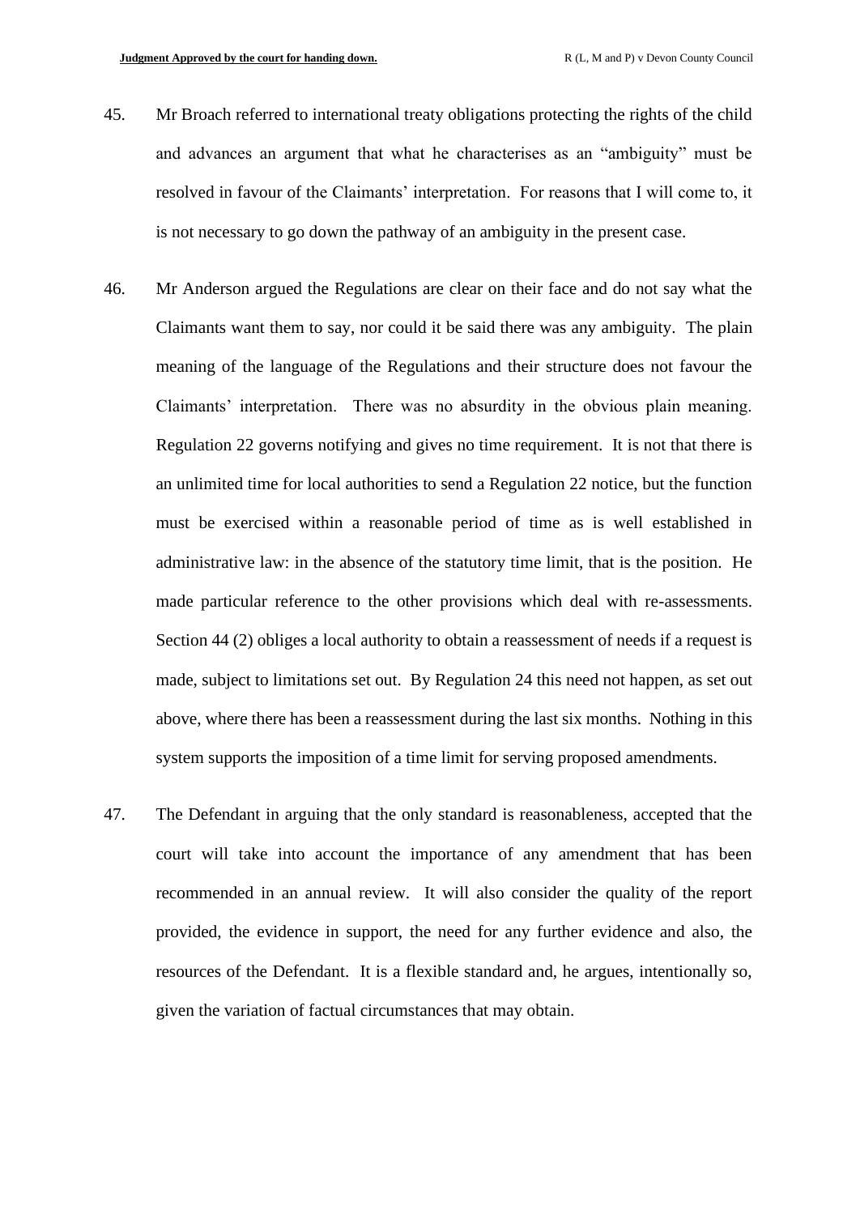45. Mr Broach referred to international treaty obligations protecting the rights of the child and advances an argument that what he characterises as an "ambiguity" must be resolved in favour of the Claimants' interpretation. For reasons that I will come to, it is not necessary to go down the pathway of an ambiguity in the present case.

46. Mr Anderson argued the Regulations are clear on their face and do not say what the Claimants want them to say, nor could it be said there was any ambiguity. The plain meaning of the language of the Regulations and their structure does not favour the Claimants' interpretation. There was no absurdity in the obvious plain meaning. Regulation 22 governs notifying and gives no time requirement. It is not that there is an unlimited time for local authorities to send a Regulation 22 notice, but the function must be exercised within a reasonable period of time as is well established in administrative law: in the absence of the statutory time limit, that is the position. He made particular reference to the other provisions which deal with re-assessments. Section 44 (2) obliges a local authority to obtain a reassessment of needs if a request is made, subject to limitations set out. By Regulation 24 this need not happen, as set out above, where there has been a reassessment during the last six months. Nothing in this system supports the imposition of a time limit for serving proposed amendments.

47. The Defendant in arguing that the only standard is reasonableness, accepted that the court will take into account the importance of any amendment that has been recommended in an annual review. It will also consider the quality of the report provided, the evidence in support, the need for any further evidence and also, the resources of the Defendant. It is a flexible standard and, he argues, intentionally so, given the variation of factual circumstances that may obtain.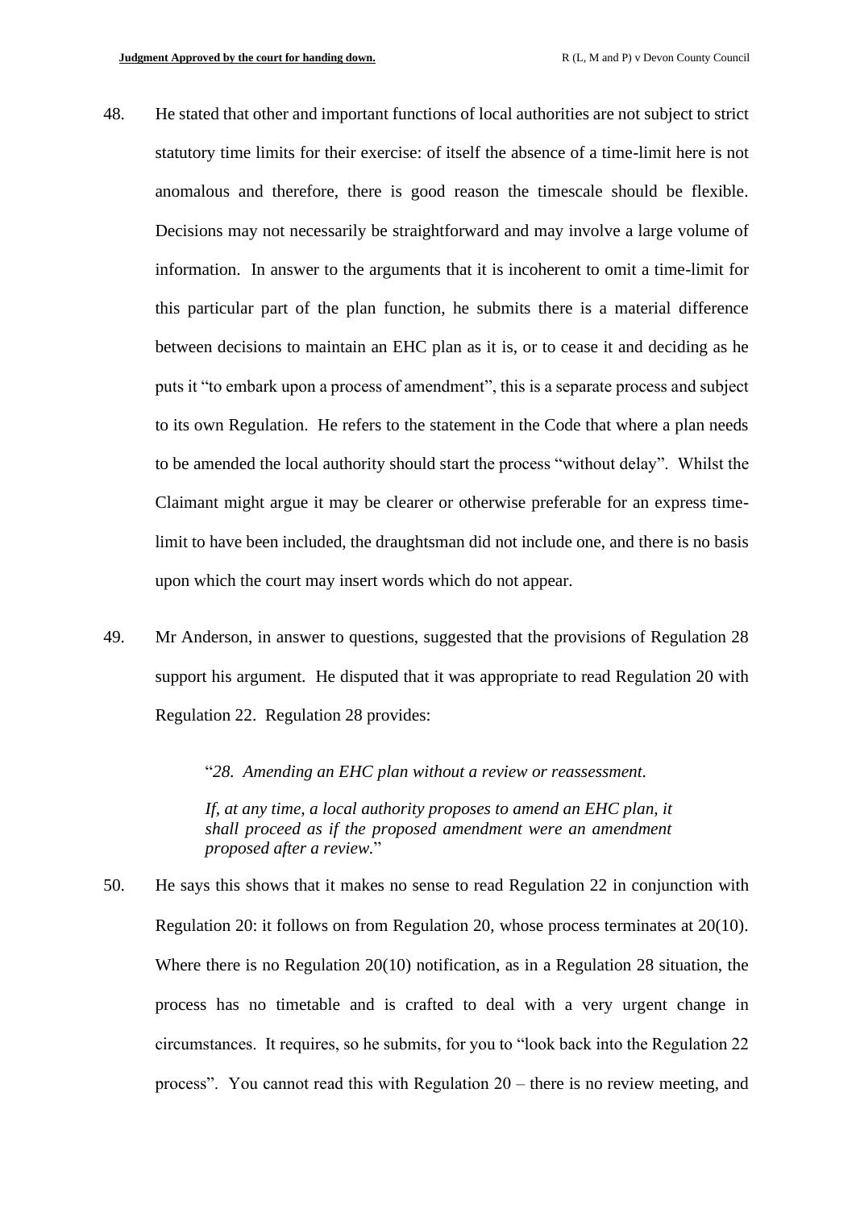48. He stated that other and important functions of local authorities are not subject to strict statutory time limits for their exercise: of itself the absence of a time-limit here is not anomalous and therefore, there is good reason the timescale should be flexible. Decisions may not necessarily be straightforward and may involve a large volume of information. In answer to the arguments that it is incoherent to omit a time-limit for this particular part of the plan function, he submits there is a material difference between decisions to maintain an EHC plan as it is, or to cease it and deciding as he puts it "to embark upon a process of amendment", this is a separate process and subject to its own Regulation. He refers to the statement in the Code that where a plan needs to be amended the local authority should start the process "without delay". Whilst the Claimant might argue it may be clearer or otherwise preferable for an express time-limit to have been included, the draughtsman did not include one, and there is no basis upon which the court may insert words which do not appear.

49. Mr Anderson, in answer to questions, suggested that the provisions of Regulation 28 support his argument. He disputed that it was appropriate to read Regulation 20 with Regulation 22. Regulation 28 provides:

> "*28. Amending an EHC plan without a review or reassessment.*
>
> *If, at any time, a local authority proposes to amend an EHC plan, it shall proceed as if the proposed amendment were an amendment proposed after a review.*"

50. He says this shows that it makes no sense to read Regulation 22 in conjunction with Regulation 20: it follows on from Regulation 20, whose process terminates at 20(10). Where there is no Regulation 20(10) notification, as in a Regulation 28 situation, the process has no timetable and is crafted to deal with a very urgent change in circumstances. It requires, so he submits, for you to "look back into the Regulation 22 process". You cannot read this with Regulation 20 – there is no review meeting, and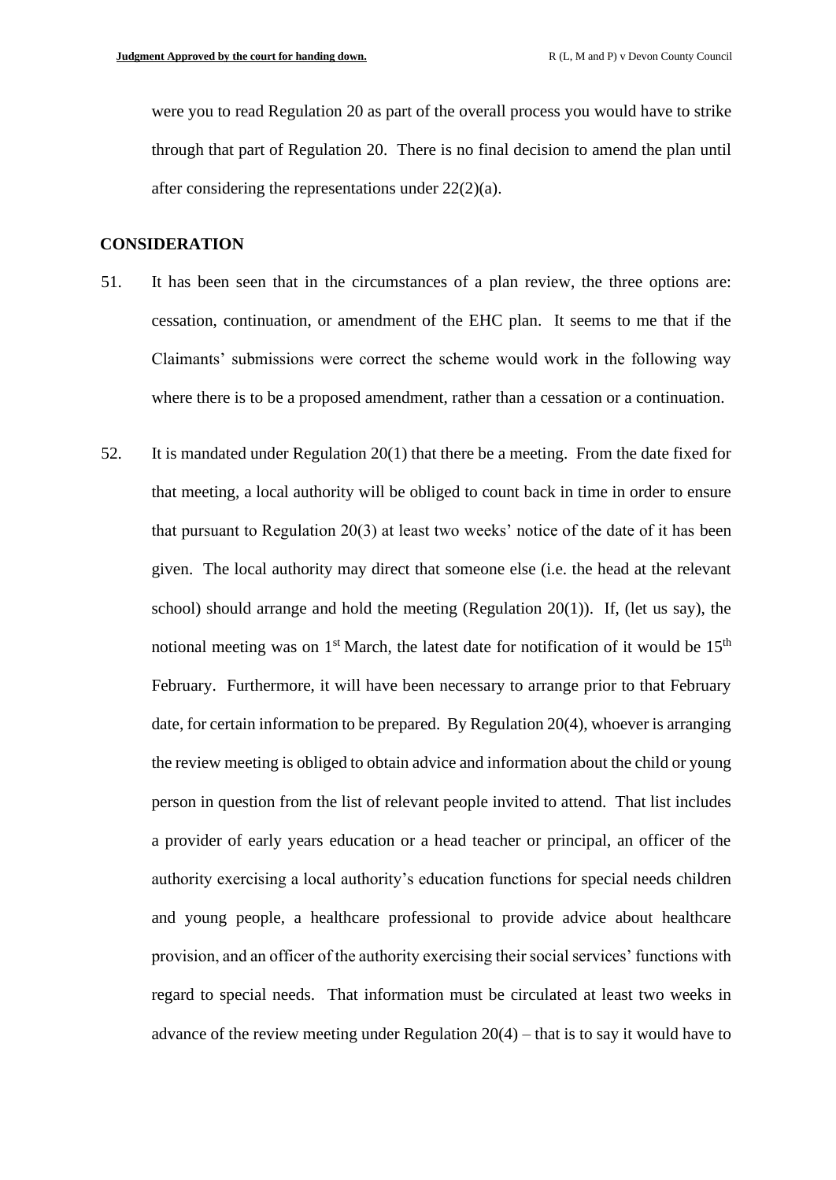were you to read Regulation 20 as part of the overall process you would have to strike through that part of Regulation 20. There is no final decision to amend the plan until after considering the representations under 22(2)(a).

## CONSIDERATION

51. It has been seen that in the circumstances of a plan review, the three options are: cessation, continuation, or amendment of the EHC plan. It seems to me that if the Claimants' submissions were correct the scheme would work in the following way where there is to be a proposed amendment, rather than a cessation or a continuation.

52. It is mandated under Regulation 20(1) that there be a meeting. From the date fixed for that meeting, a local authority will be obliged to count back in time in order to ensure that pursuant to Regulation 20(3) at least two weeks' notice of the date of it has been given. The local authority may direct that someone else (i.e. the head at the relevant school) should arrange and hold the meeting (Regulation 20(1)). If, (let us say), the notional meeting was on 1st March, the latest date for notification of it would be 15th February. Furthermore, it will have been necessary to arrange prior to that February date, for certain information to be prepared. By Regulation 20(4), whoever is arranging the review meeting is obliged to obtain advice and information about the child or young person in question from the list of relevant people invited to attend. That list includes a provider of early years education or a head teacher or principal, an officer of the authority exercising a local authority's education functions for special needs children and young people, a healthcare professional to provide advice about healthcare provision, and an officer of the authority exercising their social services' functions with regard to special needs. That information must be circulated at least two weeks in advance of the review meeting under Regulation 20(4) – that is to say it would have to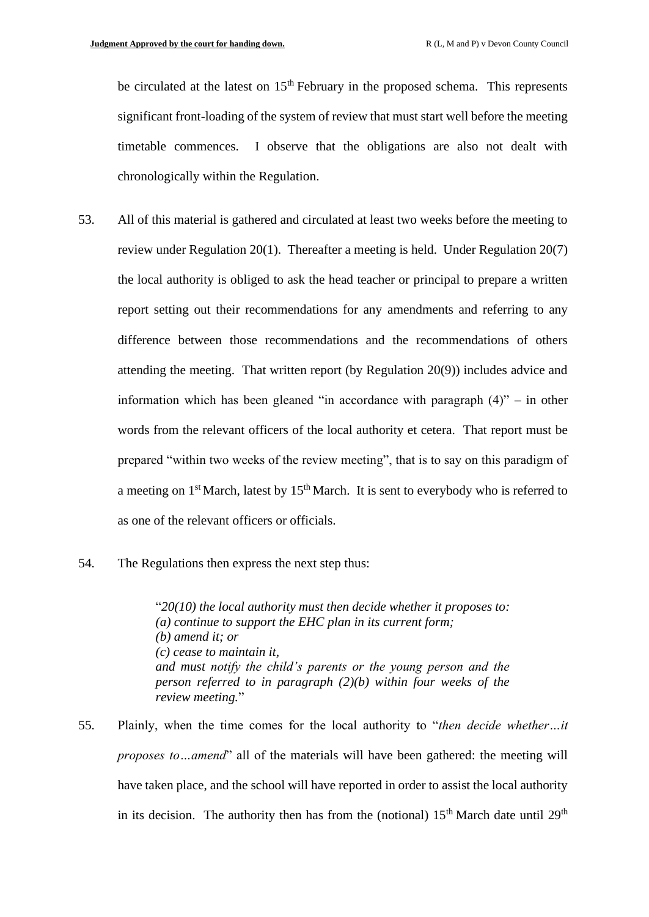be circulated at the latest on 15th February in the proposed schema. This represents significant front-loading of the system of review that must start well before the meeting timetable commences. I observe that the obligations are also not dealt with chronologically within the Regulation.

53. All of this material is gathered and circulated at least two weeks before the meeting to review under Regulation 20(1). Thereafter a meeting is held. Under Regulation 20(7) the local authority is obliged to ask the head teacher or principal to prepare a written report setting out their recommendations for any amendments and referring to any difference between those recommendations and the recommendations of others attending the meeting. That written report (by Regulation 20(9)) includes advice and information which has been gleaned "in accordance with paragraph (4)" – in other words from the relevant officers of the local authority et cetera. That report must be prepared "within two weeks of the review meeting", that is to say on this paradigm of a meeting on 1st March, latest by 15th March. It is sent to everybody who is referred to as one of the relevant officers or officials.

54. The Regulations then express the next step thus:

> "*20(10) the local authority must then decide whether it proposes to:*
> *(a) continue to support the EHC plan in its current form;*
> *(b) amend it; or*
> *(c) cease to maintain it,*
> ***and must** notify the child's parents or the young person and the person referred to in paragraph (2)(b) within four weeks of the review meeting.*"

55. Plainly, when the time comes for the local authority to "*then decide whether…it proposes to…amend*" all of the materials will have been gathered: the meeting will have taken place, and the school will have reported in order to assist the local authority in its decision. The authority then has from the (notional) 15th March date until 29th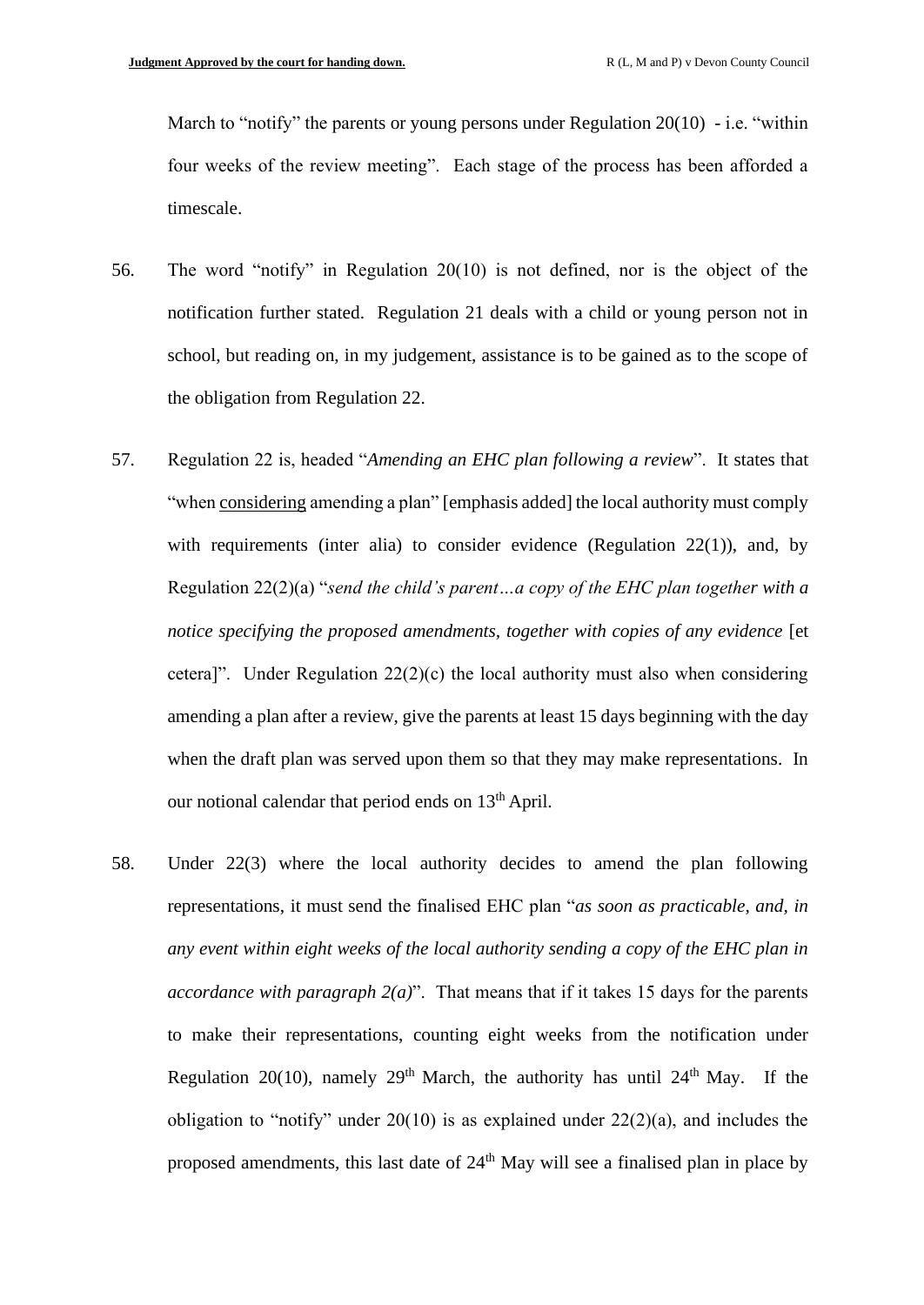March to "notify" the parents or young persons under Regulation 20(10) - i.e. "within four weeks of the review meeting". Each stage of the process has been afforded a timescale.

56. The word "notify" in Regulation 20(10) is not defined, nor is the object of the notification further stated. Regulation 21 deals with a child or young person not in school, but reading on, in my judgement, assistance is to be gained as to the scope of the obligation from Regulation 22.

57. Regulation 22 is, headed "*Amending an EHC plan following a review*". It states that "when <u>considering</u> amending a plan" [emphasis added] the local authority must comply with requirements (inter alia) to consider evidence (Regulation 22(1)), and, by Regulation 22(2)(a) "*send the child's parent…a copy of the EHC plan together with a notice specifying the proposed amendments, together with copies of any evidence* [et cetera]". Under Regulation 22(2)(c) the local authority must also when considering amending a plan after a review, give the parents at least 15 days beginning with the day when the draft plan was served upon them so that they may make representations. In our notional calendar that period ends on 13th April.

58. Under 22(3) where the local authority decides to amend the plan following representations, it must send the finalised EHC plan "*as soon as practicable, and, in any event within eight weeks of the local authority sending a copy of the EHC plan in accordance with paragraph 2(a)*". That means that if it takes 15 days for the parents to make their representations, counting eight weeks from the notification under Regulation 20(10), namely 29th March, the authority has until 24th May. If the obligation to "notify" under 20(10) is as explained under 22(2)(a), and includes the proposed amendments, this last date of 24th May will see a finalised plan in place by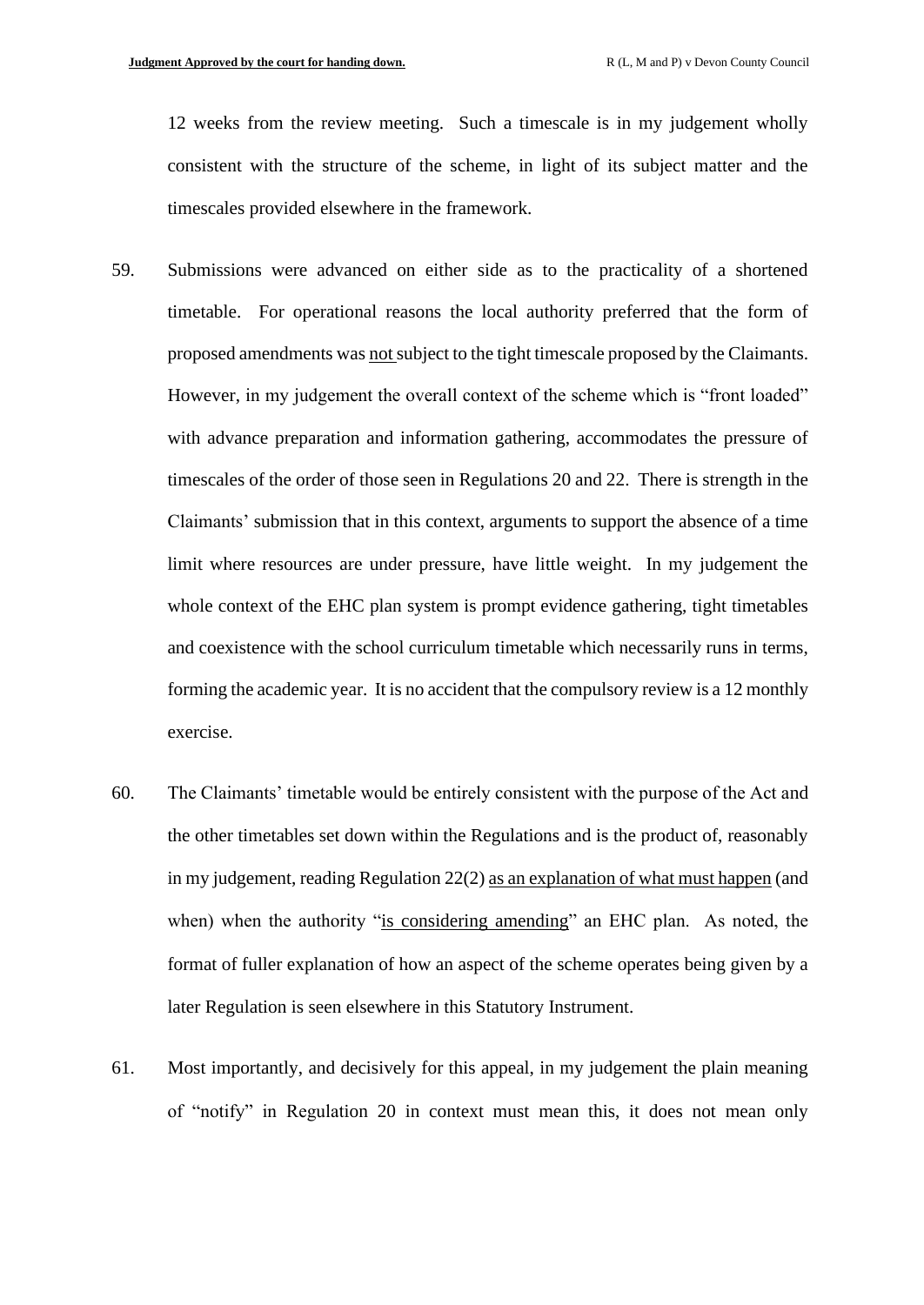12 weeks from the review meeting. Such a timescale is in my judgement wholly consistent with the structure of the scheme, in light of its subject matter and the timescales provided elsewhere in the framework.

59. Submissions were advanced on either side as to the practicality of a shortened timetable. For operational reasons the local authority preferred that the form of proposed amendments was <u>not</u> subject to the tight timescale proposed by the Claimants. However, in my judgement the overall context of the scheme which is "front loaded" with advance preparation and information gathering, accommodates the pressure of timescales of the order of those seen in Regulations 20 and 22. There is strength in the Claimants' submission that in this context, arguments to support the absence of a time limit where resources are under pressure, have little weight. In my judgement the whole context of the EHC plan system is prompt evidence gathering, tight timetables and coexistence with the school curriculum timetable which necessarily runs in terms, forming the academic year. It is no accident that the compulsory review is a 12 monthly exercise.

60. The Claimants' timetable would be entirely consistent with the purpose of the Act and the other timetables set down within the Regulations and is the product of, reasonably in my judgement, reading Regulation 22(2) <u>as an explanation of what must happen</u> (and when) when the authority "<u>is considering amending</u>" an EHC plan. As noted, the format of fuller explanation of how an aspect of the scheme operates being given by a later Regulation is seen elsewhere in this Statutory Instrument.

61. Most importantly, and decisively for this appeal, in my judgement the plain meaning of "notify" in Regulation 20 in context must mean this, it does not mean only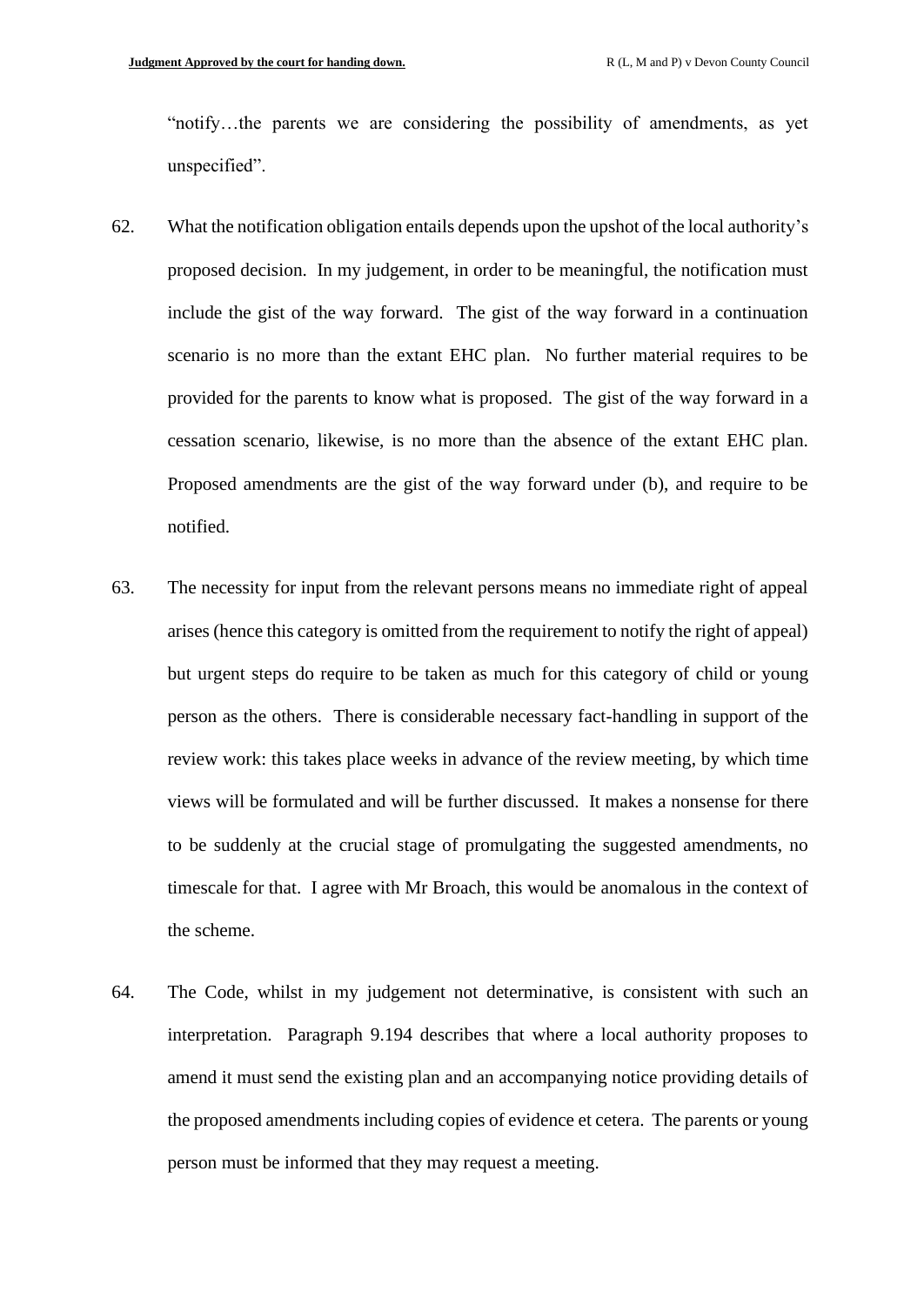"notify…the parents we are considering the possibility of amendments, as yet unspecified".

62. What the notification obligation entails depends upon the upshot of the local authority's proposed decision. In my judgement, in order to be meaningful, the notification must include the gist of the way forward. The gist of the way forward in a continuation scenario is no more than the extant EHC plan. No further material requires to be provided for the parents to know what is proposed. The gist of the way forward in a cessation scenario, likewise, is no more than the absence of the extant EHC plan. Proposed amendments are the gist of the way forward under (b), and require to be notified.

63. The necessity for input from the relevant persons means no immediate right of appeal arises (hence this category is omitted from the requirement to notify the right of appeal) but urgent steps do require to be taken as much for this category of child or young person as the others. There is considerable necessary fact-handling in support of the review work: this takes place weeks in advance of the review meeting, by which time views will be formulated and will be further discussed. It makes a nonsense for there to be suddenly at the crucial stage of promulgating the suggested amendments, no timescale for that. I agree with Mr Broach, this would be anomalous in the context of the scheme.

64. The Code, whilst in my judgement not determinative, is consistent with such an interpretation. Paragraph 9.194 describes that where a local authority proposes to amend it must send the existing plan and an accompanying notice providing details of the proposed amendments including copies of evidence et cetera. The parents or young person must be informed that they may request a meeting.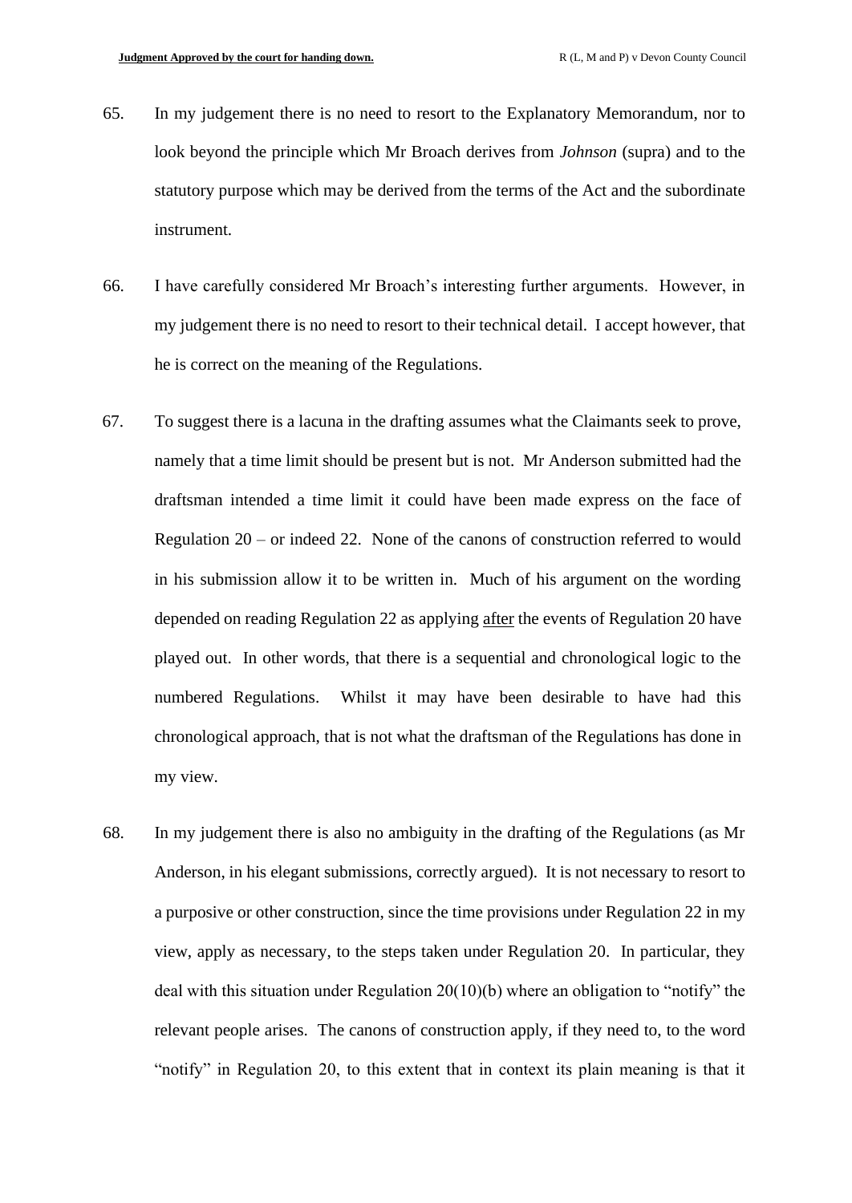65. In my judgement there is no need to resort to the Explanatory Memorandum, nor to look beyond the principle which Mr Broach derives from *Johnson* (supra) and to the statutory purpose which may be derived from the terms of the Act and the subordinate instrument.

66. I have carefully considered Mr Broach's interesting further arguments. However, in my judgement there is no need to resort to their technical detail. I accept however, that he is correct on the meaning of the Regulations.

67. To suggest there is a lacuna in the drafting assumes what the Claimants seek to prove, namely that a time limit should be present but is not. Mr Anderson submitted had the draftsman intended a time limit it could have been made express on the face of Regulation 20 – or indeed 22. None of the canons of construction referred to would in his submission allow it to be written in. Much of his argument on the wording depended on reading Regulation 22 as applying <u>after</u> the events of Regulation 20 have played out. In other words, that there is a sequential and chronological logic to the numbered Regulations. Whilst it may have been desirable to have had this chronological approach, that is not what the draftsman of the Regulations has done in my view.

68. In my judgement there is also no ambiguity in the drafting of the Regulations (as Mr Anderson, in his elegant submissions, correctly argued). It is not necessary to resort to a purposive or other construction, since the time provisions under Regulation 22 in my view, apply as necessary, to the steps taken under Regulation 20. In particular, they deal with this situation under Regulation 20(10)(b) where an obligation to "notify" the relevant people arises. The canons of construction apply, if they need to, to the word "notify" in Regulation 20, to this extent that in context its plain meaning is that it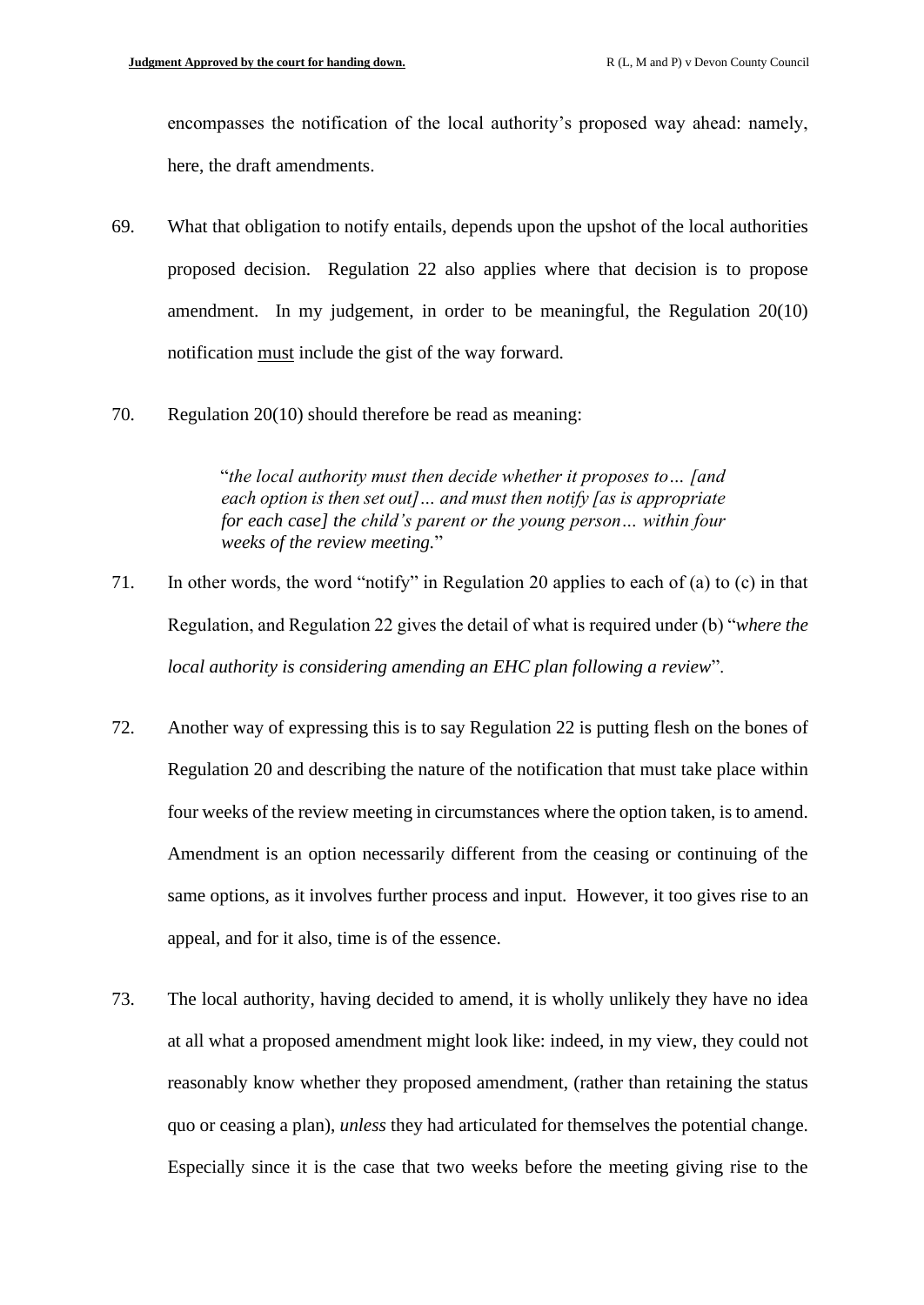encompasses the notification of the local authority's proposed way ahead: namely, here, the draft amendments.

69. What that obligation to notify entails, depends upon the upshot of the local authorities proposed decision. Regulation 22 also applies where that decision is to propose amendment. In my judgement, in order to be meaningful, the Regulation 20(10) notification <u>must</u> include the gist of the way forward.

70. Regulation 20(10) should therefore be read as meaning:

> "*the local authority must then decide whether it proposes to… [and each option is then set out]… and must then notify [as is appropriate for each case] the child's parent or the young person… within four weeks of the review meeting.*"

71. In other words, the word "notify" in Regulation 20 applies to each of (a) to (c) in that Regulation, and Regulation 22 gives the detail of what is required under (b) "*where the local authority is considering amending an EHC plan following a review*".

72. Another way of expressing this is to say Regulation 22 is putting flesh on the bones of Regulation 20 and describing the nature of the notification that must take place within four weeks of the review meeting in circumstances where the option taken, is to amend. Amendment is an option necessarily different from the ceasing or continuing of the same options, as it involves further process and input. However, it too gives rise to an appeal, and for it also, time is of the essence.

73. The local authority, having decided to amend, it is wholly unlikely they have no idea at all what a proposed amendment might look like: indeed, in my view, they could not reasonably know whether they proposed amendment, (rather than retaining the status quo or ceasing a plan), *unless* they had articulated for themselves the potential change. Especially since it is the case that two weeks before the meeting giving rise to the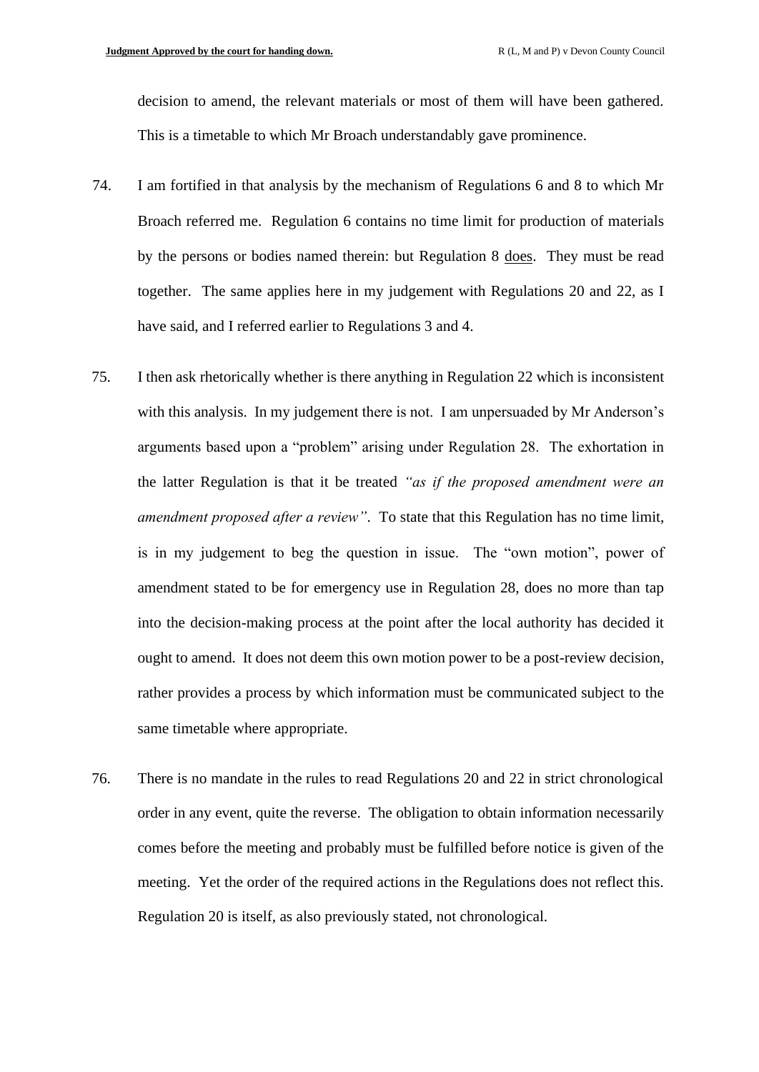decision to amend, the relevant materials or most of them will have been gathered. This is a timetable to which Mr Broach understandably gave prominence.

74. I am fortified in that analysis by the mechanism of Regulations 6 and 8 to which Mr Broach referred me. Regulation 6 contains no time limit for production of materials by the persons or bodies named therein: but Regulation 8 does. They must be read together. The same applies here in my judgement with Regulations 20 and 22, as I have said, and I referred earlier to Regulations 3 and 4.

75. I then ask rhetorically whether is there anything in Regulation 22 which is inconsistent with this analysis. In my judgement there is not. I am unpersuaded by Mr Anderson's arguments based upon a "problem" arising under Regulation 28. The exhortation in the latter Regulation is that it be treated *"as if the proposed amendment were an amendment proposed after a review"*. To state that this Regulation has no time limit, is in my judgement to beg the question in issue. The "own motion", power of amendment stated to be for emergency use in Regulation 28, does no more than tap into the decision-making process at the point after the local authority has decided it ought to amend. It does not deem this own motion power to be a post-review decision, rather provides a process by which information must be communicated subject to the same timetable where appropriate.

76. There is no mandate in the rules to read Regulations 20 and 22 in strict chronological order in any event, quite the reverse. The obligation to obtain information necessarily comes before the meeting and probably must be fulfilled before notice is given of the meeting. Yet the order of the required actions in the Regulations does not reflect this. Regulation 20 is itself, as also previously stated, not chronological.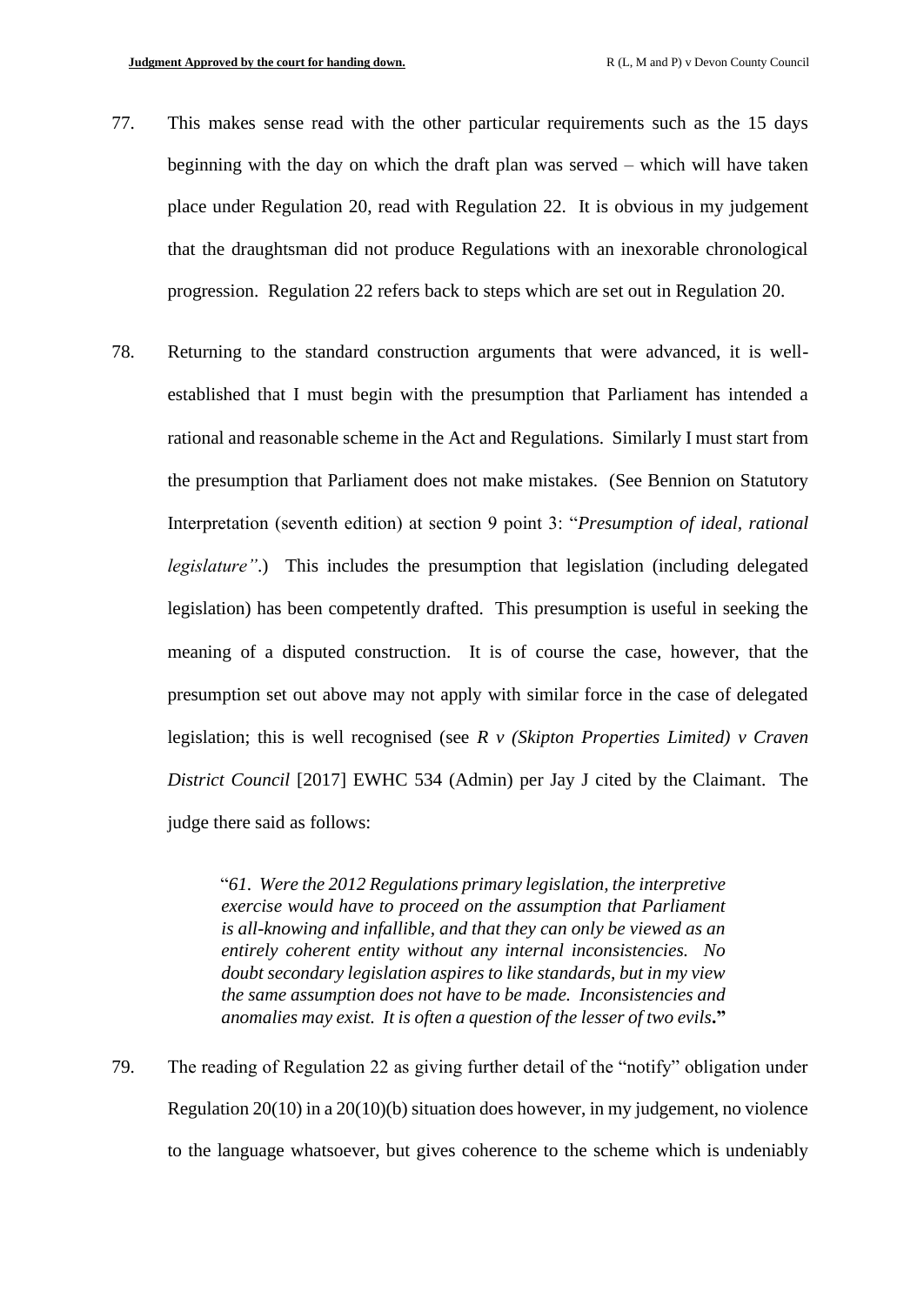77. This makes sense read with the other particular requirements such as the 15 days beginning with the day on which the draft plan was served – which will have taken place under Regulation 20, read with Regulation 22. It is obvious in my judgement that the draughtsman did not produce Regulations with an inexorable chronological progression. Regulation 22 refers back to steps which are set out in Regulation 20.

78. Returning to the standard construction arguments that were advanced, it is well-established that I must begin with the presumption that Parliament has intended a rational and reasonable scheme in the Act and Regulations. Similarly I must start from the presumption that Parliament does not make mistakes. (See Bennion on Statutory Interpretation (seventh edition) at section 9 point 3: "*Presumption of ideal, rational legislature*".) This includes the presumption that legislation (including delegated legislation) has been competently drafted. This presumption is useful in seeking the meaning of a disputed construction. It is of course the case, however, that the presumption set out above may not apply with similar force in the case of delegated legislation; this is well recognised (see *R v (Skipton Properties Limited) v Craven District Council* [2017] EWHC 534 (Admin) per Jay J cited by the Claimant. The judge there said as follows:

> "*61. Were the 2012 Regulations primary legislation, the interpretive exercise would have to proceed on the assumption that Parliament is all-knowing and infallible, and that they can only be viewed as an entirely coherent entity without any internal inconsistencies. No doubt secondary legislation aspires to like standards, but in my view the same assumption does not have to be made. Inconsistencies and anomalies may exist. It is often a question of the lesser of two evils***."**

79. The reading of Regulation 22 as giving further detail of the "notify" obligation under Regulation 20(10) in a 20(10)(b) situation does however, in my judgement, no violence to the language whatsoever, but gives coherence to the scheme which is undeniably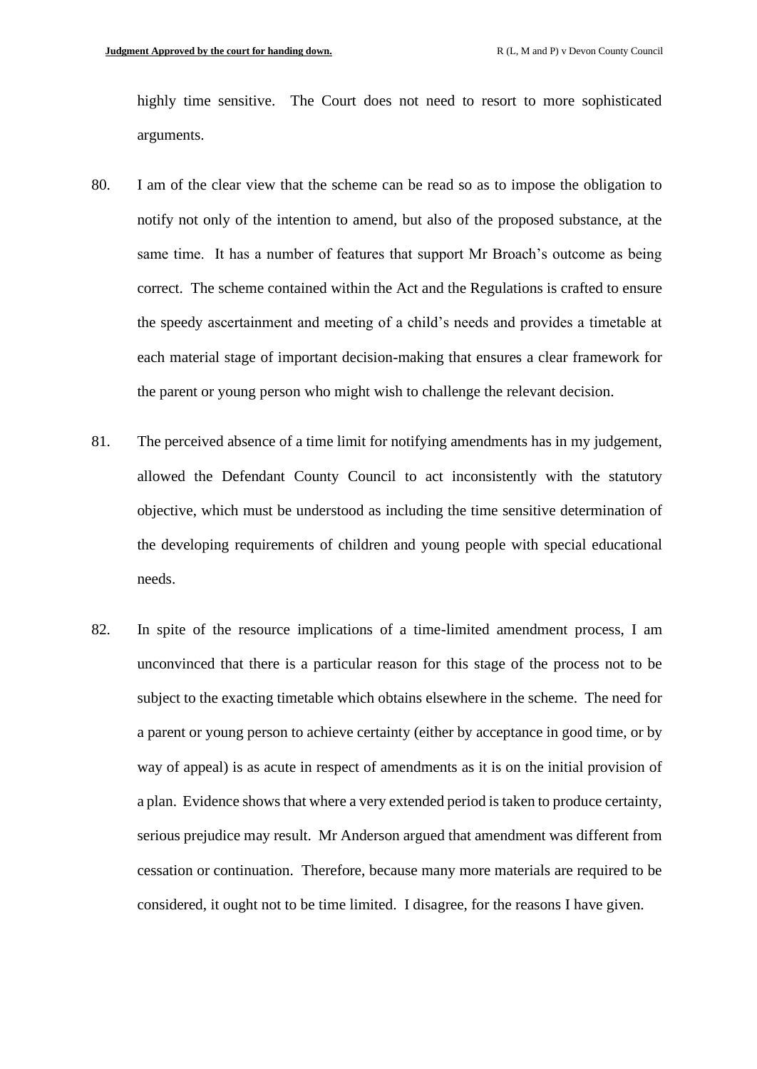highly time sensitive. The Court does not need to resort to more sophisticated arguments.

80. I am of the clear view that the scheme can be read so as to impose the obligation to notify not only of the intention to amend, but also of the proposed substance, at the same time. It has a number of features that support Mr Broach's outcome as being correct. The scheme contained within the Act and the Regulations is crafted to ensure the speedy ascertainment and meeting of a child's needs and provides a timetable at each material stage of important decision-making that ensures a clear framework for the parent or young person who might wish to challenge the relevant decision.

81. The perceived absence of a time limit for notifying amendments has in my judgement, allowed the Defendant County Council to act inconsistently with the statutory objective, which must be understood as including the time sensitive determination of the developing requirements of children and young people with special educational needs.

82. In spite of the resource implications of a time-limited amendment process, I am unconvinced that there is a particular reason for this stage of the process not to be subject to the exacting timetable which obtains elsewhere in the scheme. The need for a parent or young person to achieve certainty (either by acceptance in good time, or by way of appeal) is as acute in respect of amendments as it is on the initial provision of a plan. Evidence shows that where a very extended period is taken to produce certainty, serious prejudice may result. Mr Anderson argued that amendment was different from cessation or continuation. Therefore, because many more materials are required to be considered, it ought not to be time limited. I disagree, for the reasons I have given.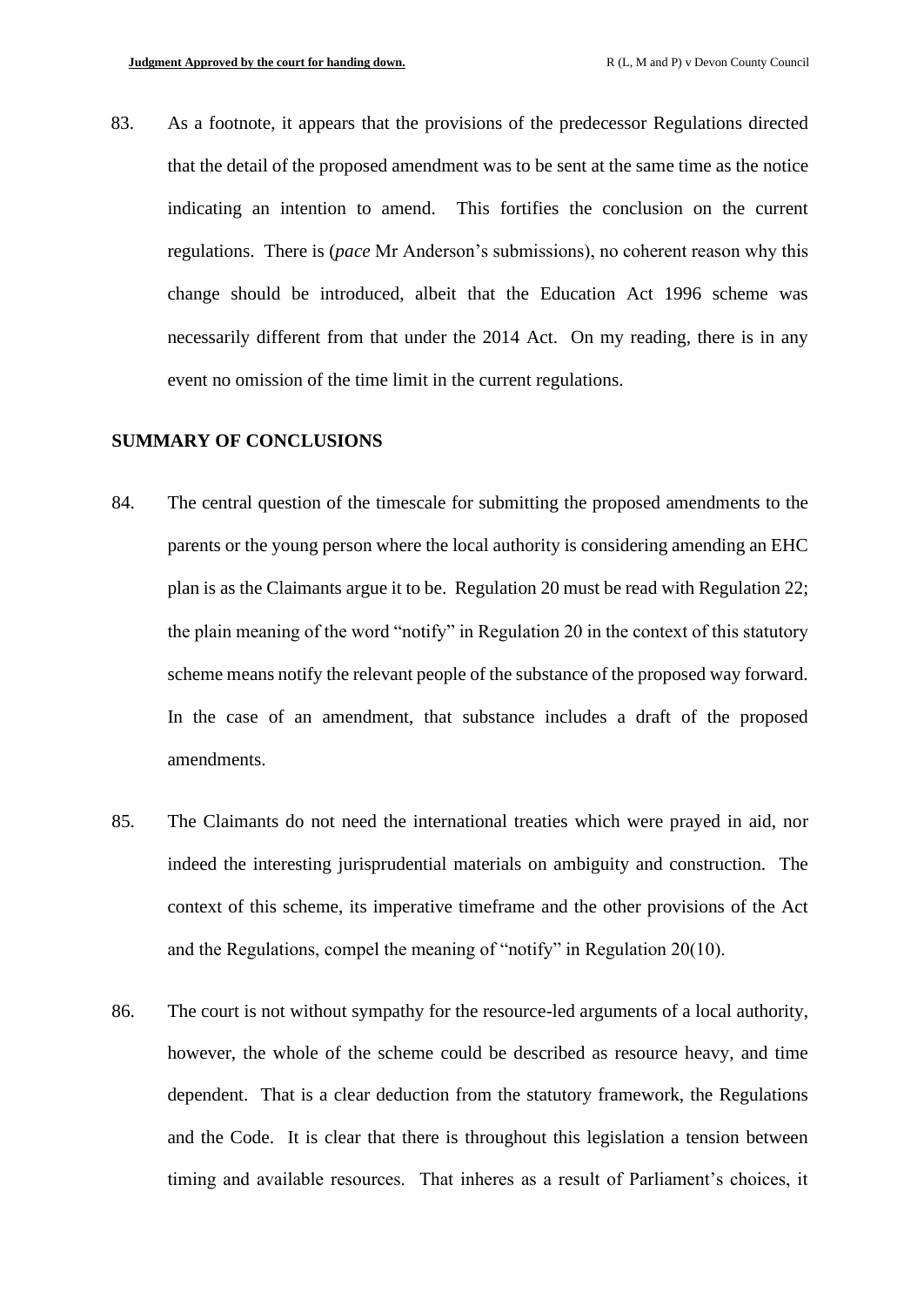83. As a footnote, it appears that the provisions of the predecessor Regulations directed that the detail of the proposed amendment was to be sent at the same time as the notice indicating an intention to amend. This fortifies the conclusion on the current regulations. There is (*pace* Mr Anderson's submissions), no coherent reason why this change should be introduced, albeit that the Education Act 1996 scheme was necessarily different from that under the 2014 Act. On my reading, there is in any event no omission of the time limit in the current regulations.

## SUMMARY OF CONCLUSIONS

84. The central question of the timescale for submitting the proposed amendments to the parents or the young person where the local authority is considering amending an EHC plan is as the Claimants argue it to be. Regulation 20 must be read with Regulation 22; the plain meaning of the word "notify" in Regulation 20 in the context of this statutory scheme means notify the relevant people of the substance of the proposed way forward. In the case of an amendment, that substance includes a draft of the proposed amendments.

85. The Claimants do not need the international treaties which were prayed in aid, nor indeed the interesting jurisprudential materials on ambiguity and construction. The context of this scheme, its imperative timeframe and the other provisions of the Act and the Regulations, compel the meaning of "notify" in Regulation 20(10).

86. The court is not without sympathy for the resource-led arguments of a local authority, however, the whole of the scheme could be described as resource heavy, and time dependent. That is a clear deduction from the statutory framework, the Regulations and the Code. It is clear that there is throughout this legislation a tension between timing and available resources. That inheres as a result of Parliament's choices, it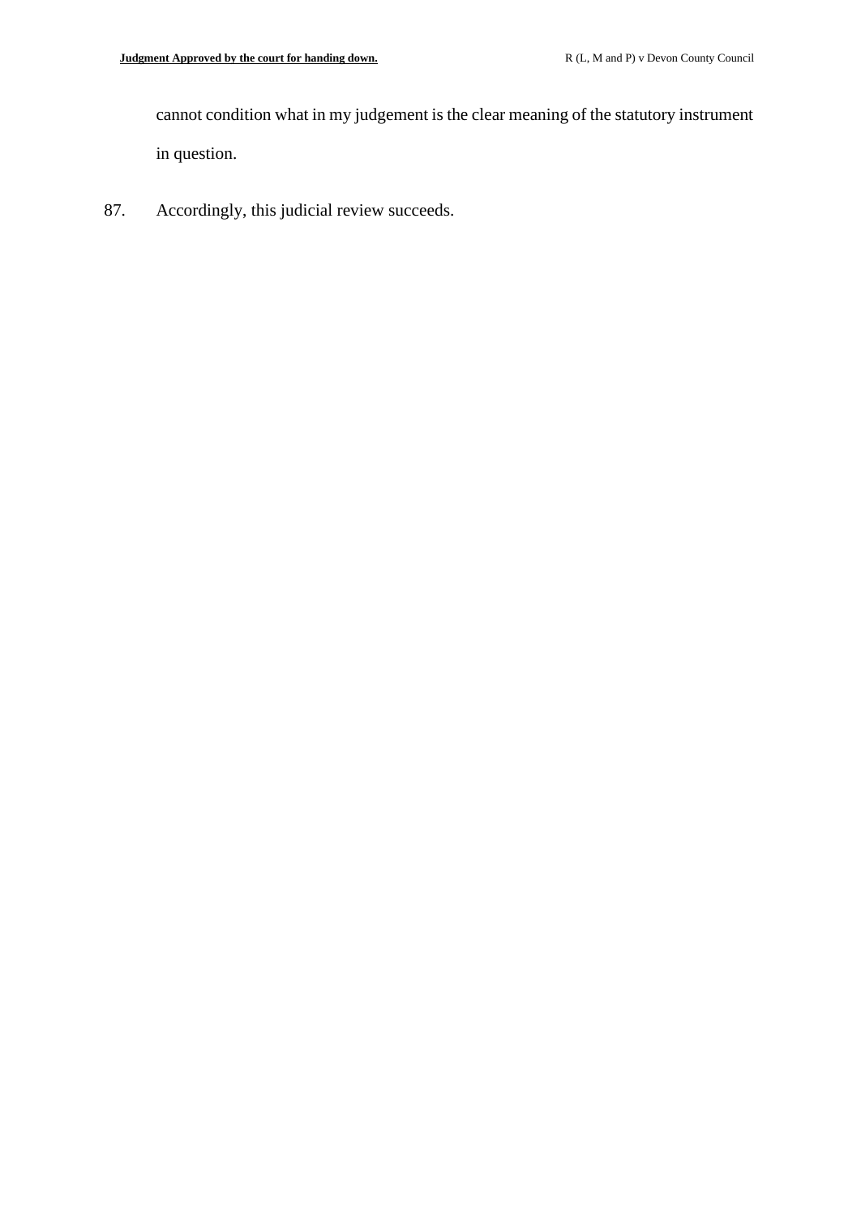cannot condition what in my judgement is the clear meaning of the statutory instrument in question.

87. Accordingly, this judicial review succeeds.